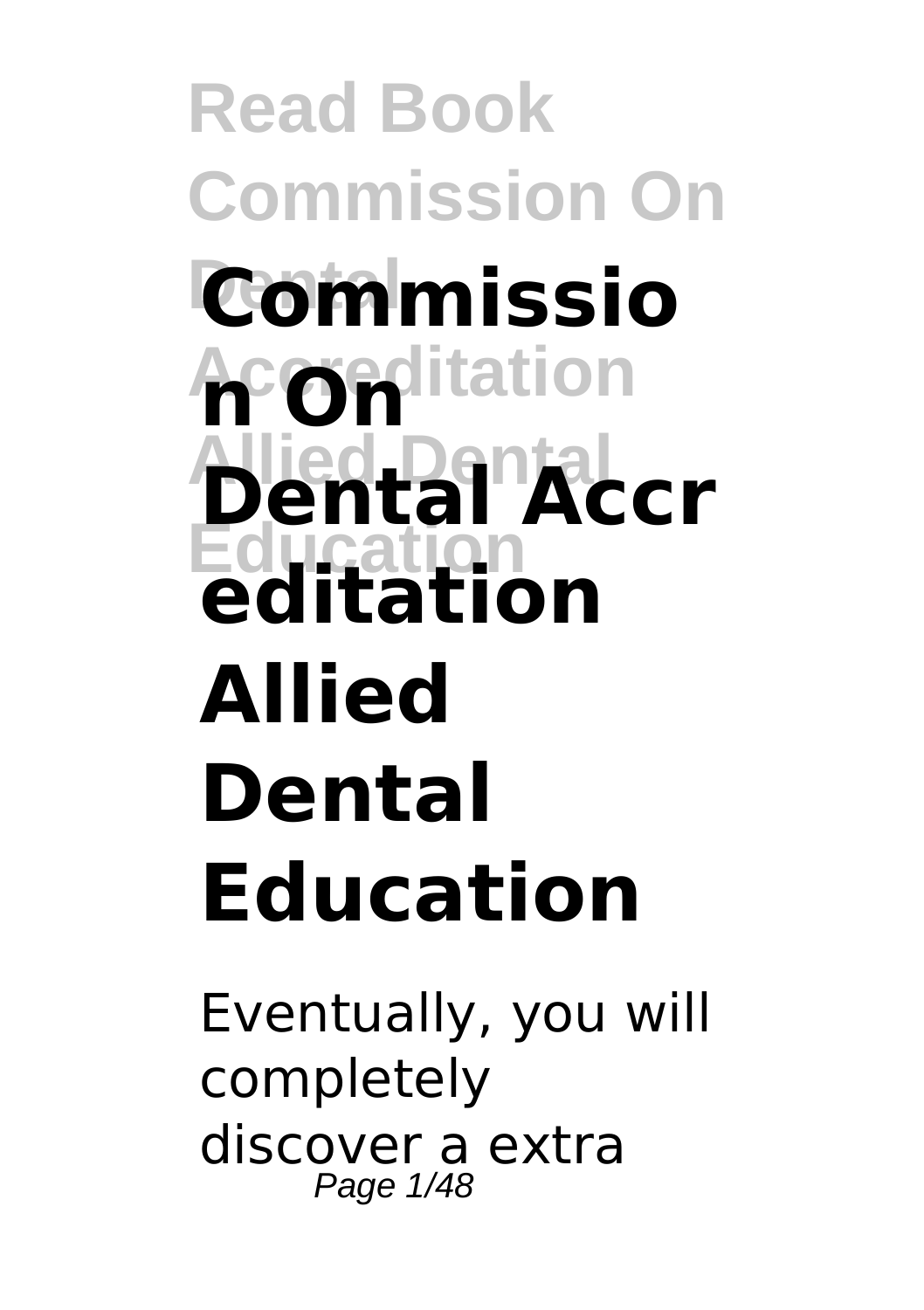# Commission On Dental Accreditation Allied Dental Education

Eventually, you will completely discover a extra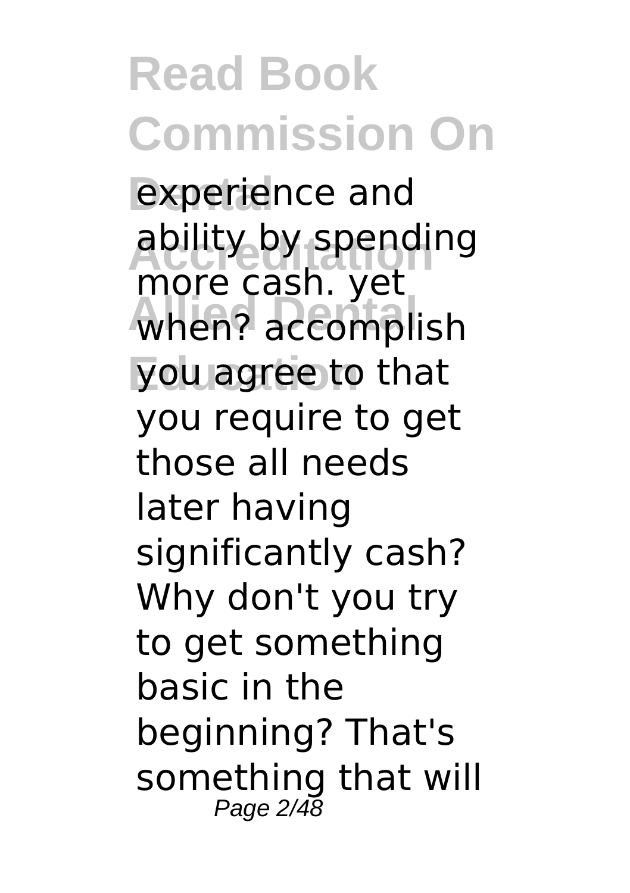experience and ability by spending more cash. yet when? accomplish you agree to that you require to get those all needs later having significantly cash? Why don't you try to get something basic in the beginning? That's something that will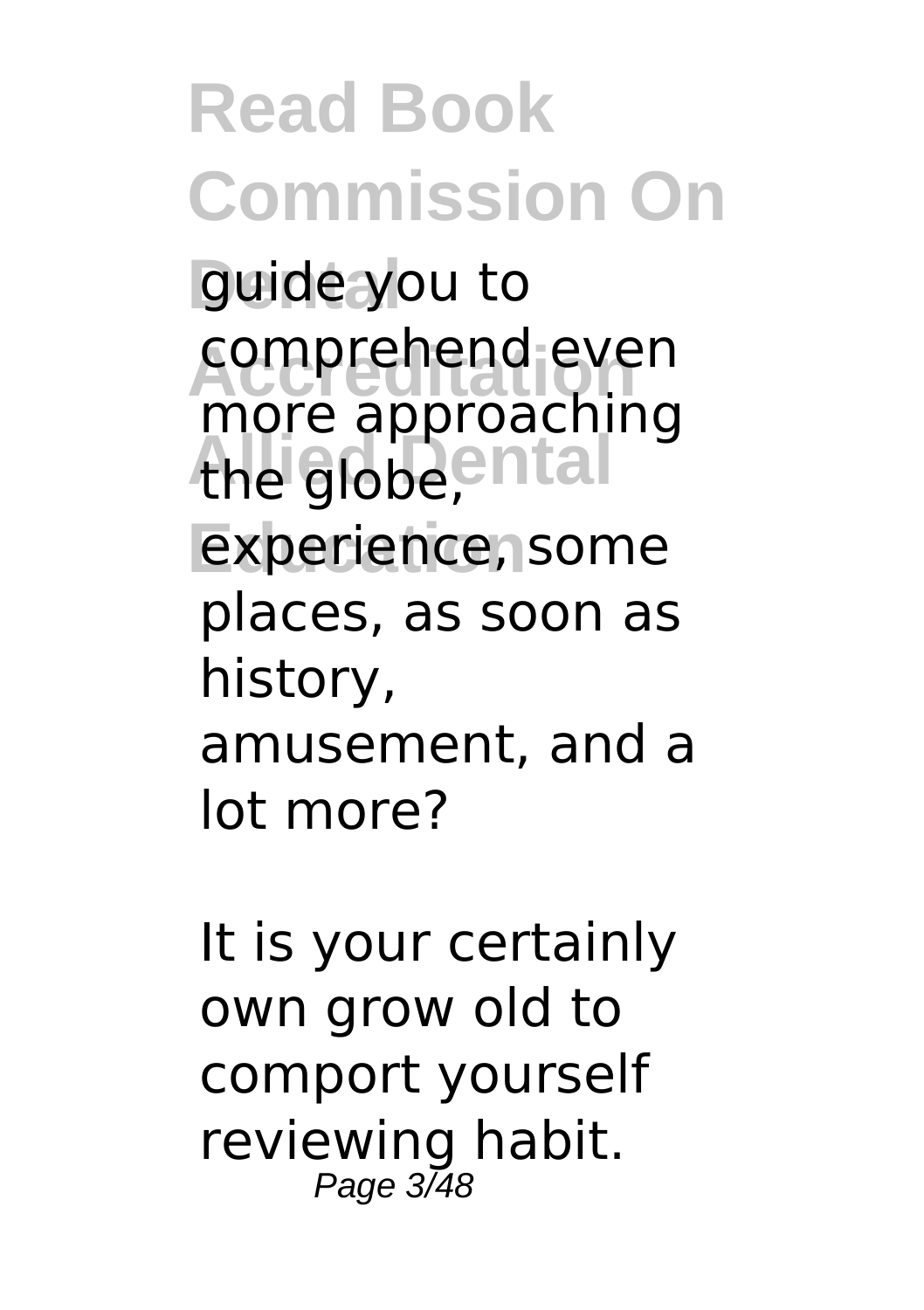guide you to comprehend even more approaching the globe, experience, some places, as soon as history, amusement, and a lot more?

It is your certainly own grow old to comport yourself reviewing habit.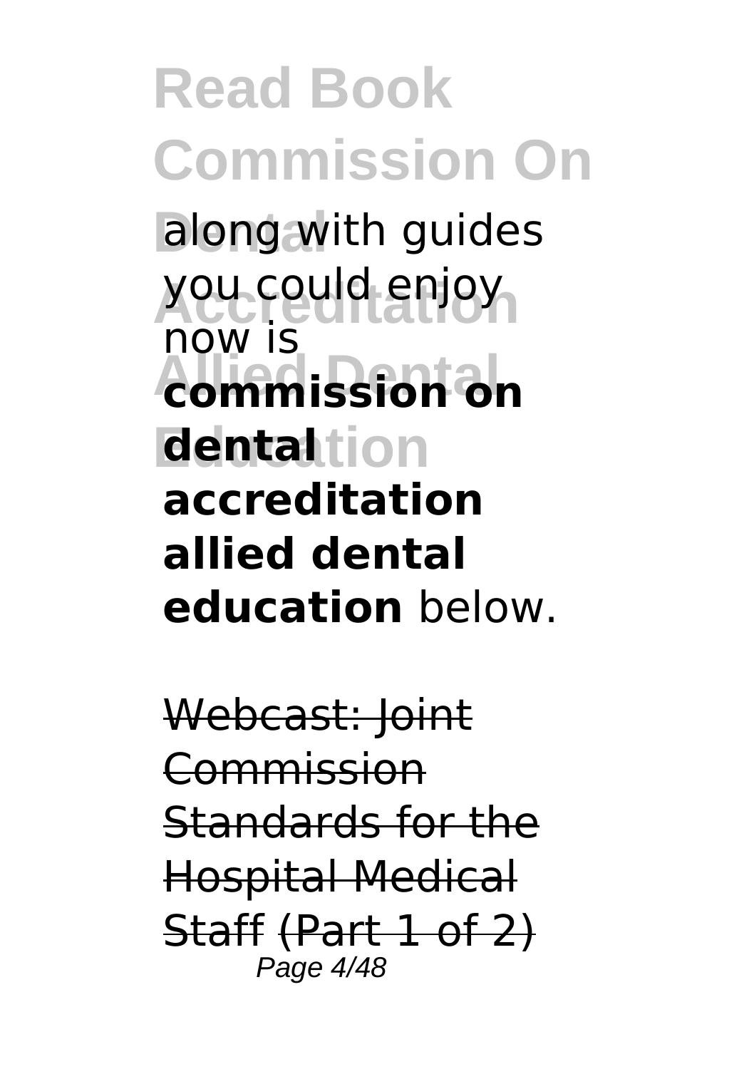along with guides you could enjoy now is **commission on dental accreditation allied dental education** below.

~~Webcast: Joint Commission Standards for the Hospital Medical Staff~~ ~~(Part 1 of 2)~~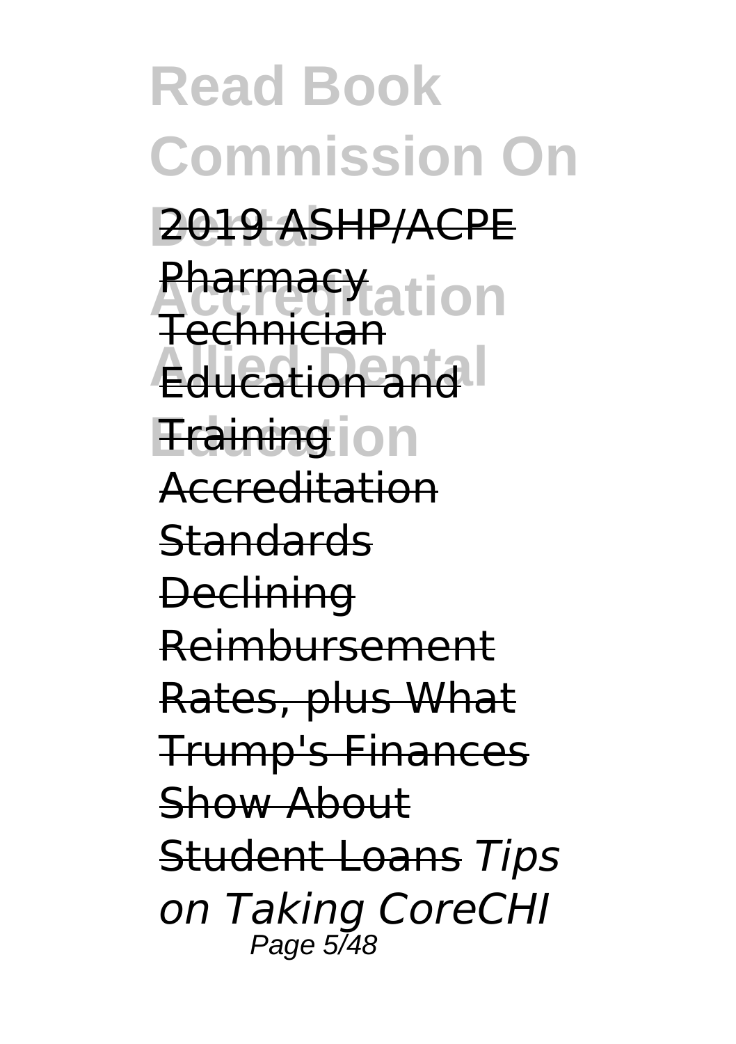2019 ASHP/ACPE Pharmacy Technician Education and Training Accreditation Standards Declining Reimbursement Rates, plus What Trump's Finances Show About Student Loans *Tips on Taking CoreCHI*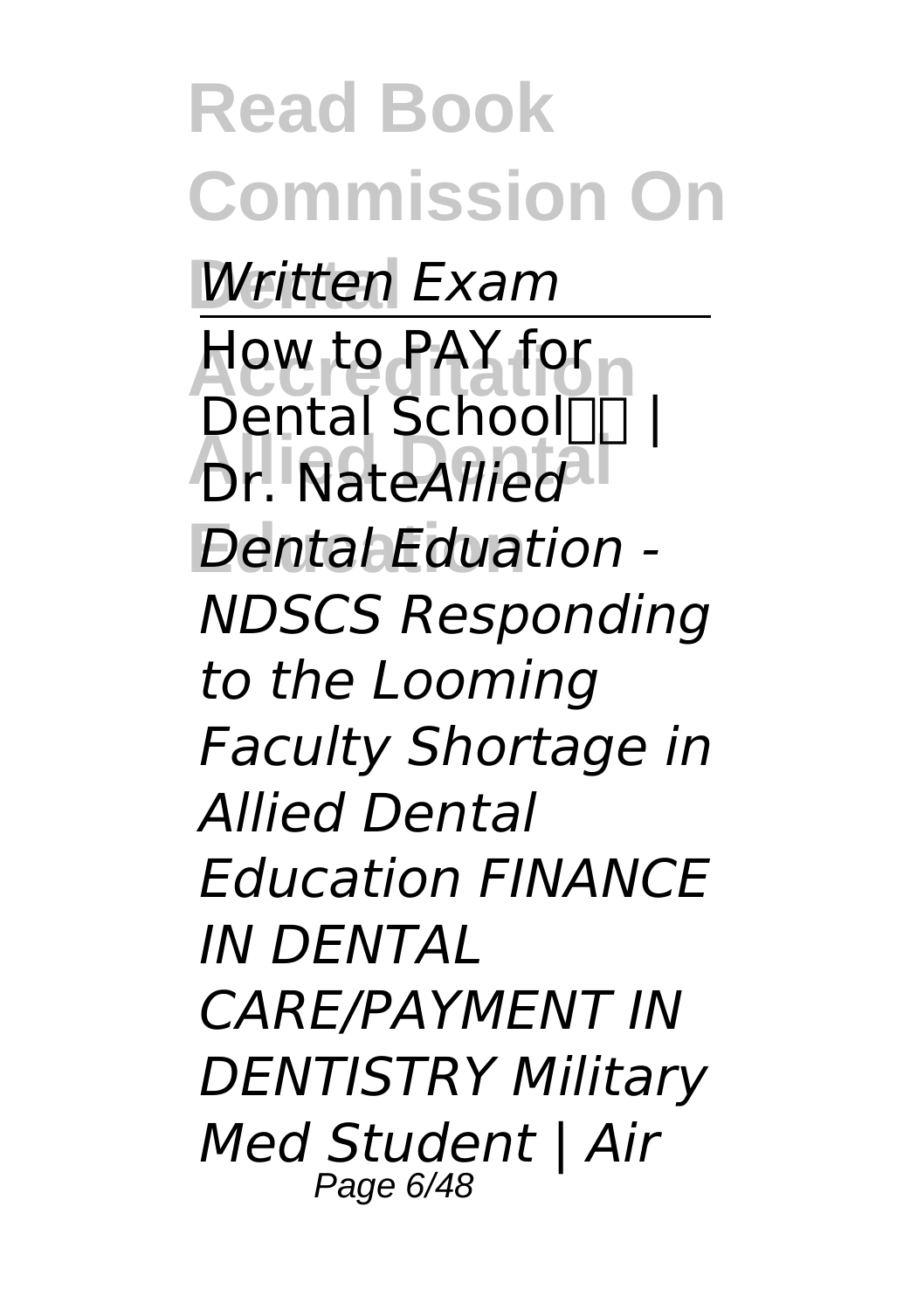*Written Exam*

How to PAY for Dental School | Dr. Nate*Allied Dental Eduation - NDSCS Responding to the Looming Faculty Shortage in Allied Dental Education FINANCE IN DENTAL CARE/PAYMENT IN DENTISTRY Military Med Student | Air*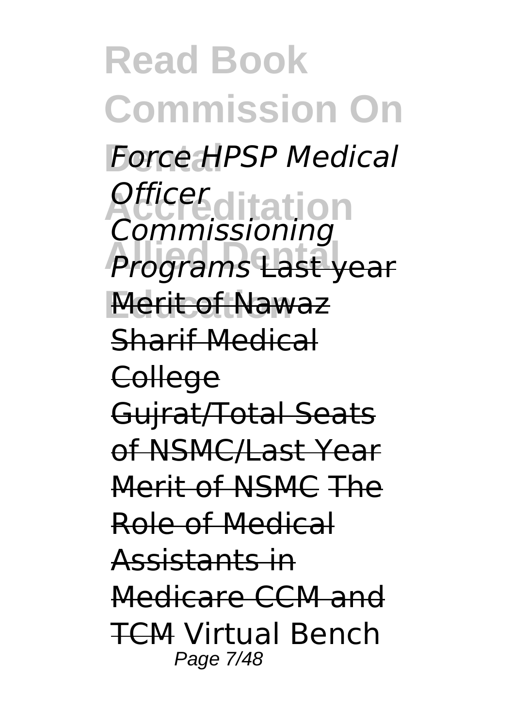*Force HPSP Medical Officer Commissioning Programs* Last year Merit of Nawaz Sharif Medical College Gujrat/Total Seats of NSMC/Last Year Merit of NSMC The Role of Medical Assistants in Medicare CCM and TCM Virtual Bench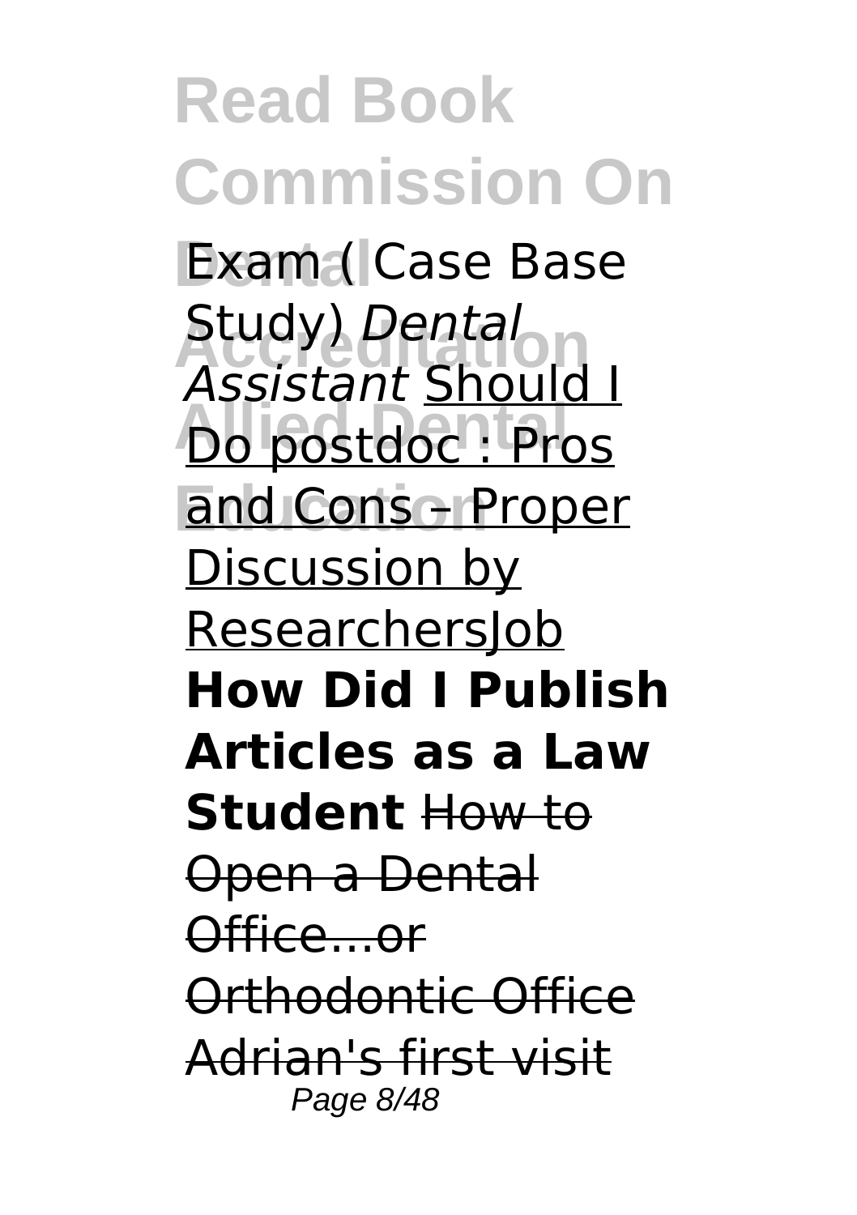Exam ( Case Base Study) *Dental Assistant* Should I Do postdoc : Pros and Cons – Proper Discussion by ResearchersJob **How Did I Publish Articles as a Law Student** ~~How to Open a Dental Office...or Orthodontic Office~~ ~~Adrian's first visit~~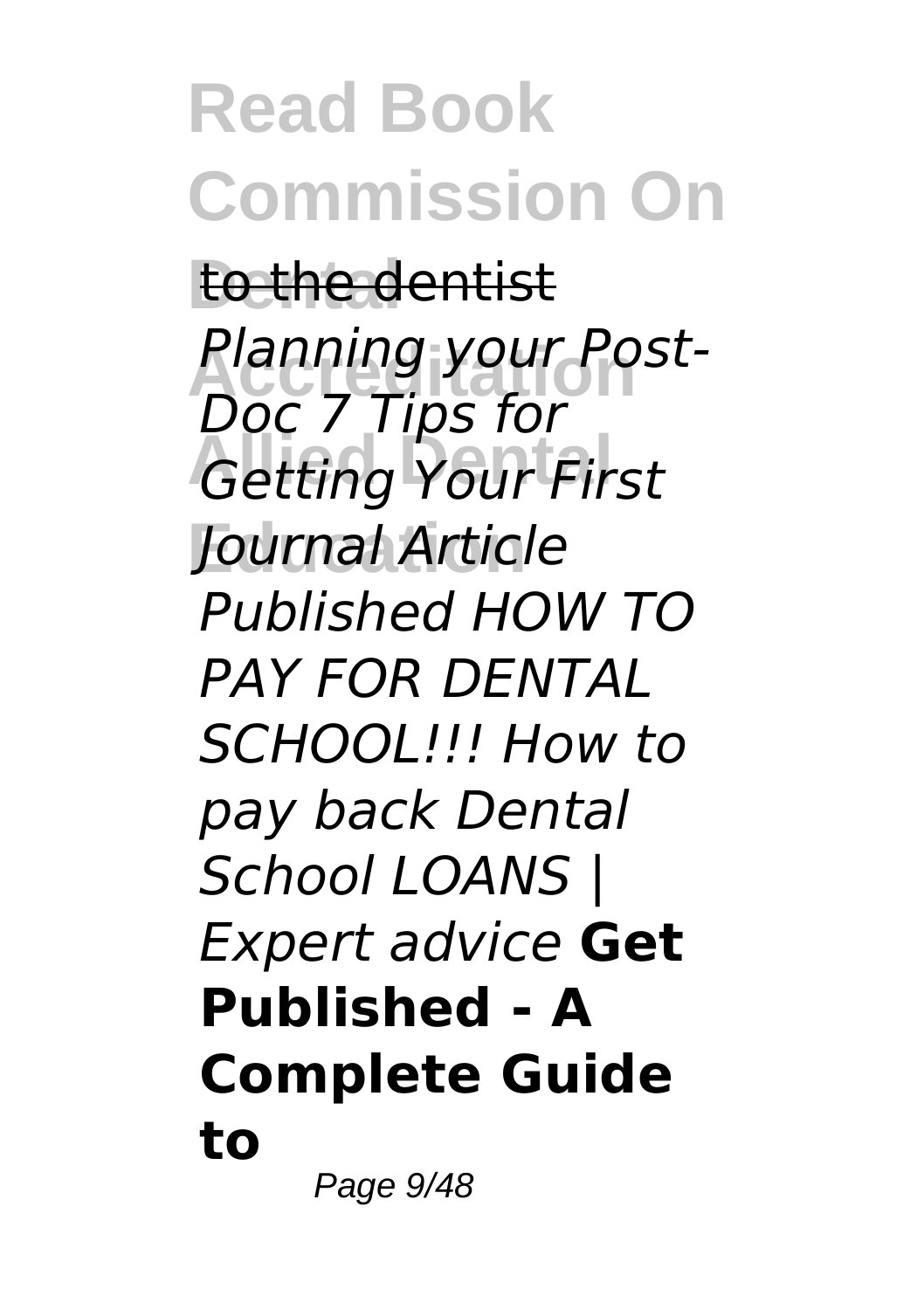to the dentist *Planning your Post-Doc 7 Tips for Getting Your First Journal Article Published HOW TO PAY FOR DENTAL SCHOOL!!! How to pay back Dental School LOANS | Expert advice* **Get Published - A Complete Guide to**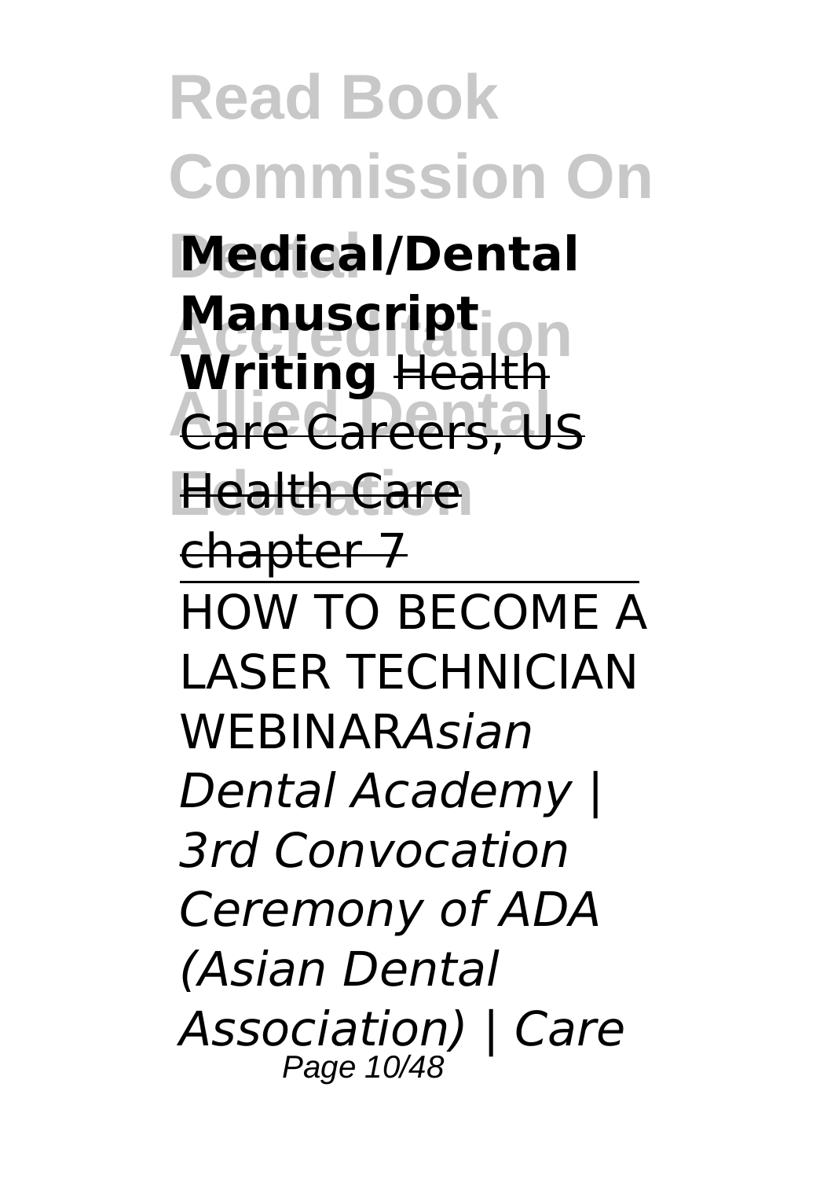**Medical/Dental Manuscript Writing** Health Care Careers, US Health Care chapter 7

HOW TO BECOME A LASER TECHNICIAN WEBINAR*Asian Dental Academy | 3rd Convocation Ceremony of ADA (Asian Dental Association) | Care*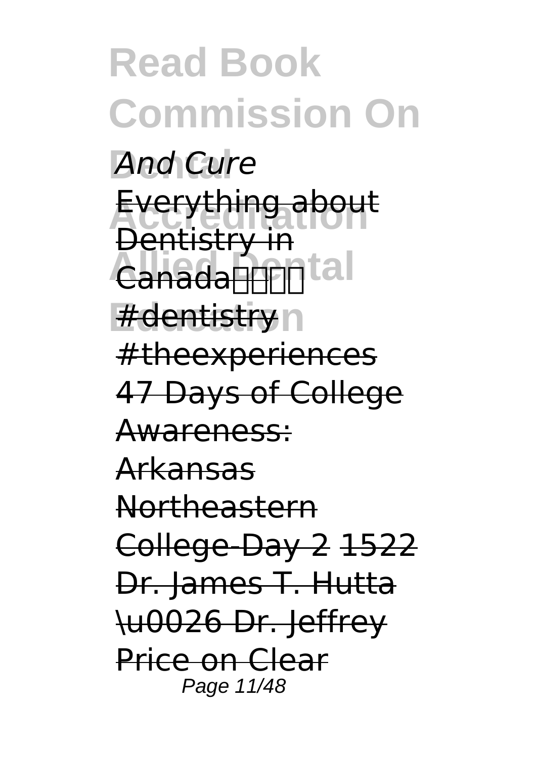*And Cure*

Everything about Dentistry in Canada #dentistry #theexperiences 47 Days of College Awareness: Arkansas Northeastern College-Day 2 1522 Dr. James T. Hutta \u0026 Dr. Jeffrey Price on Clear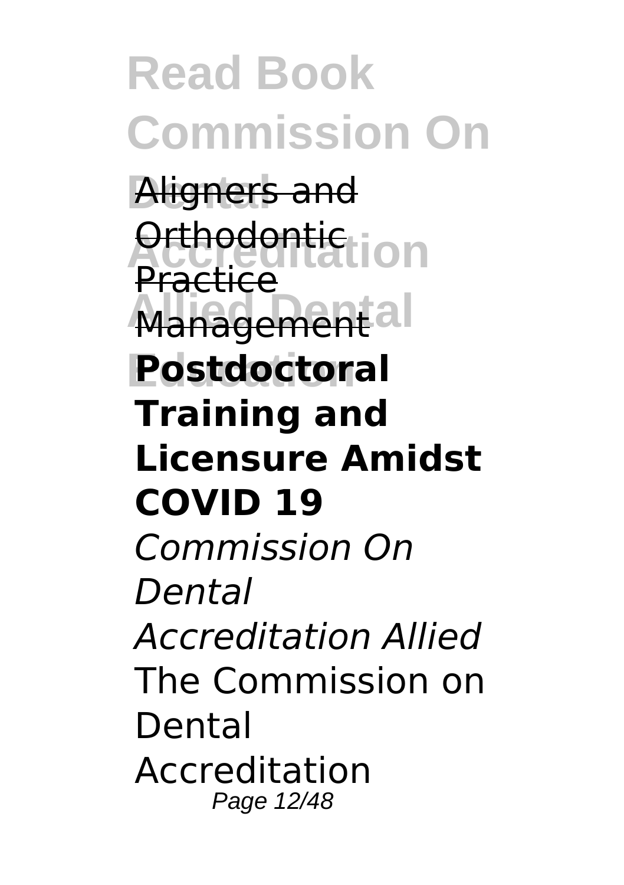Aligners and Orthodontic Practice Management

**Postdoctoral Training and Licensure Amidst COVID 19**

*Commission On Dental Accreditation Allied*

The Commission on Dental Accreditation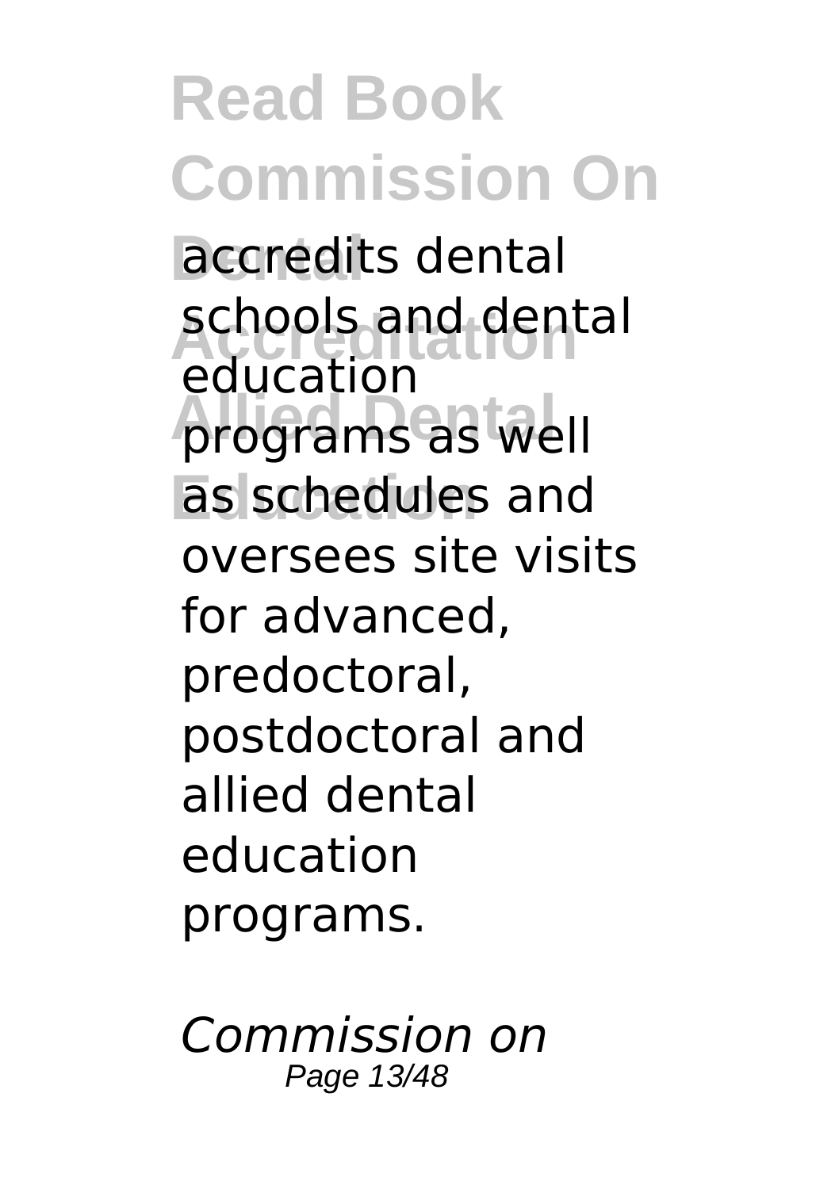accredits dental schools and dental education programs as well as schedules and oversees site visits for advanced, predoctoral, postdoctoral and allied dental education programs.

*Commission on*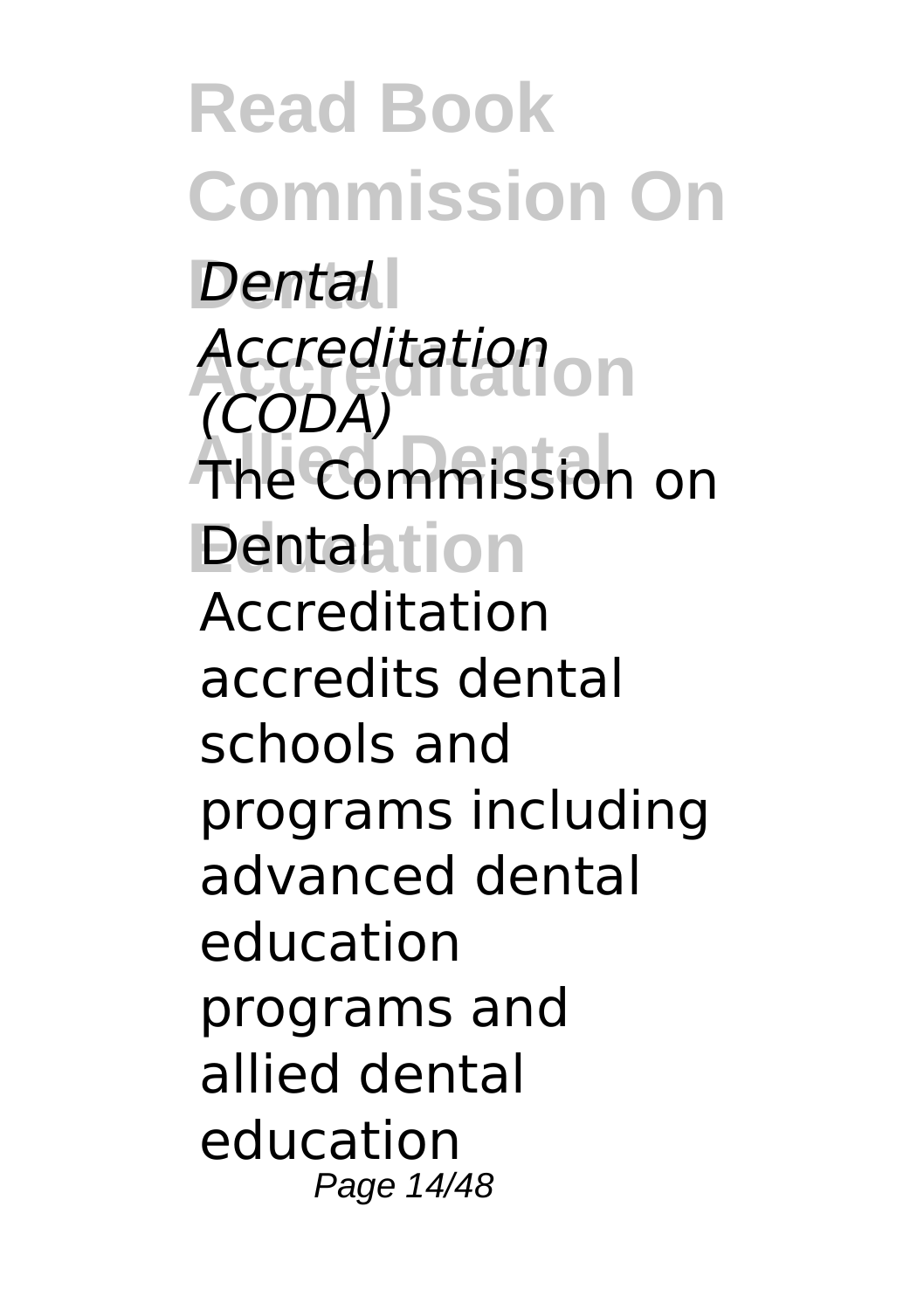*Dental Accreditation (CODA)*

The Commission on Dental Accreditation accredits dental schools and programs including advanced dental education programs and allied dental education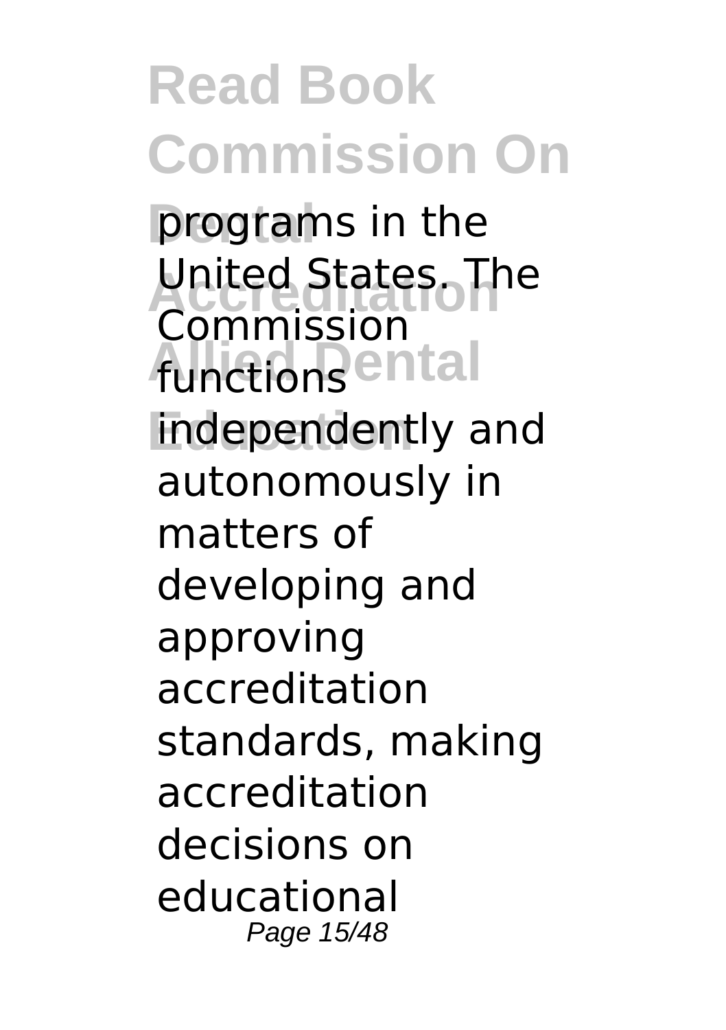programs in the United States. The Commission functions independently and autonomously in matters of developing and approving accreditation standards, making accreditation decisions on educational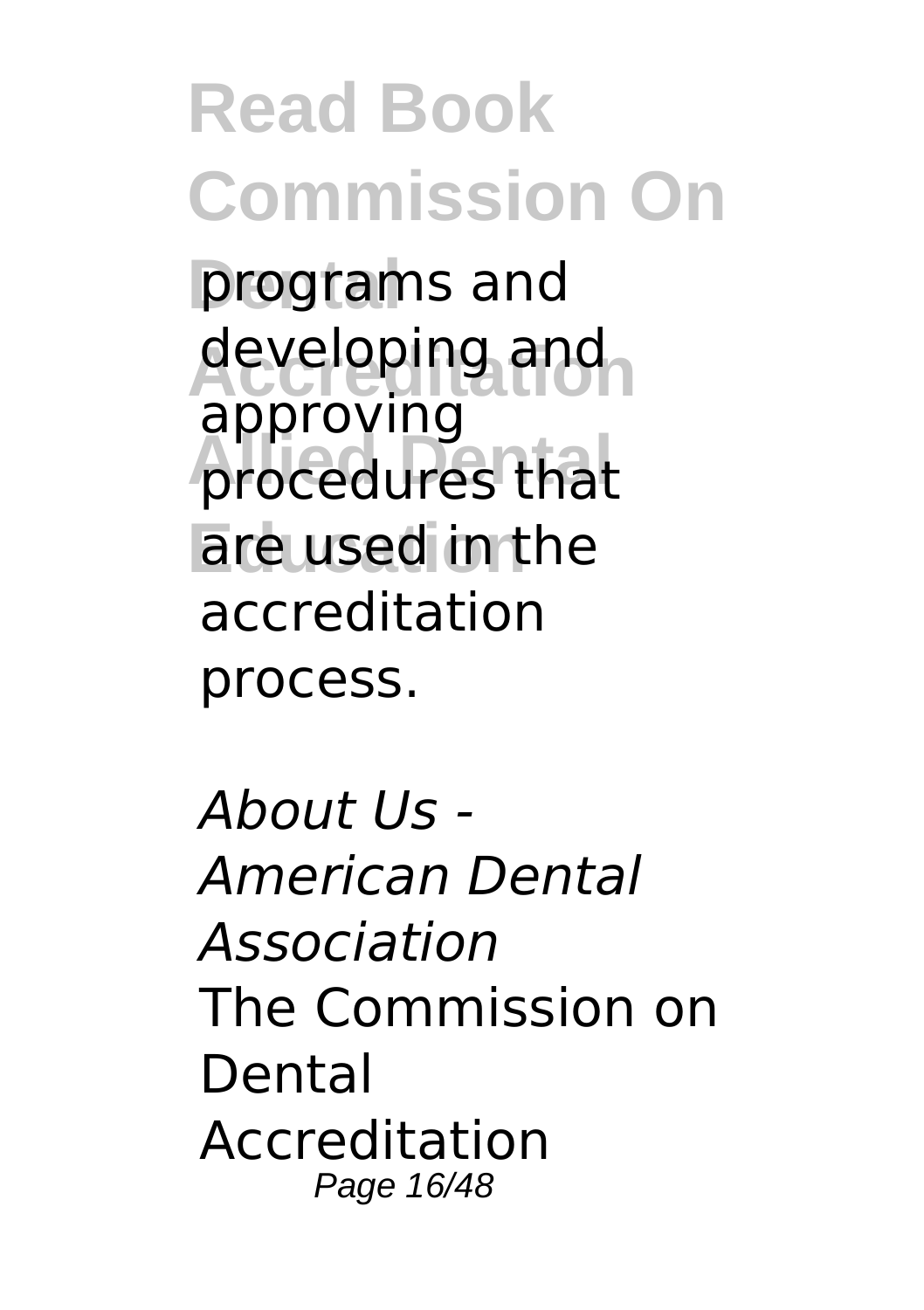programs and developing and approving procedures that are used in the accreditation process.

*About Us - American Dental Association*

The Commission on Dental Accreditation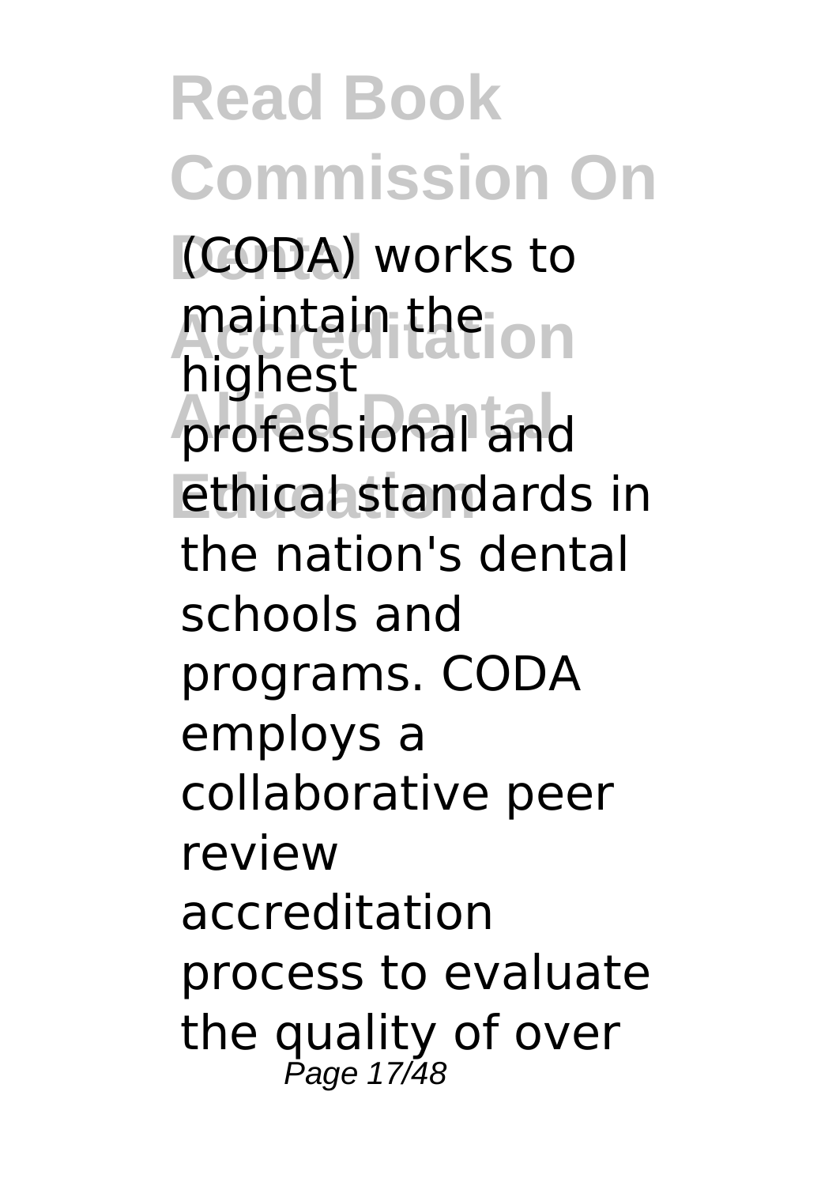(CODA) works to maintain the highest professional and ethical standards in the nation's dental schools and programs. CODA employs a collaborative peer review accreditation process to evaluate the quality of over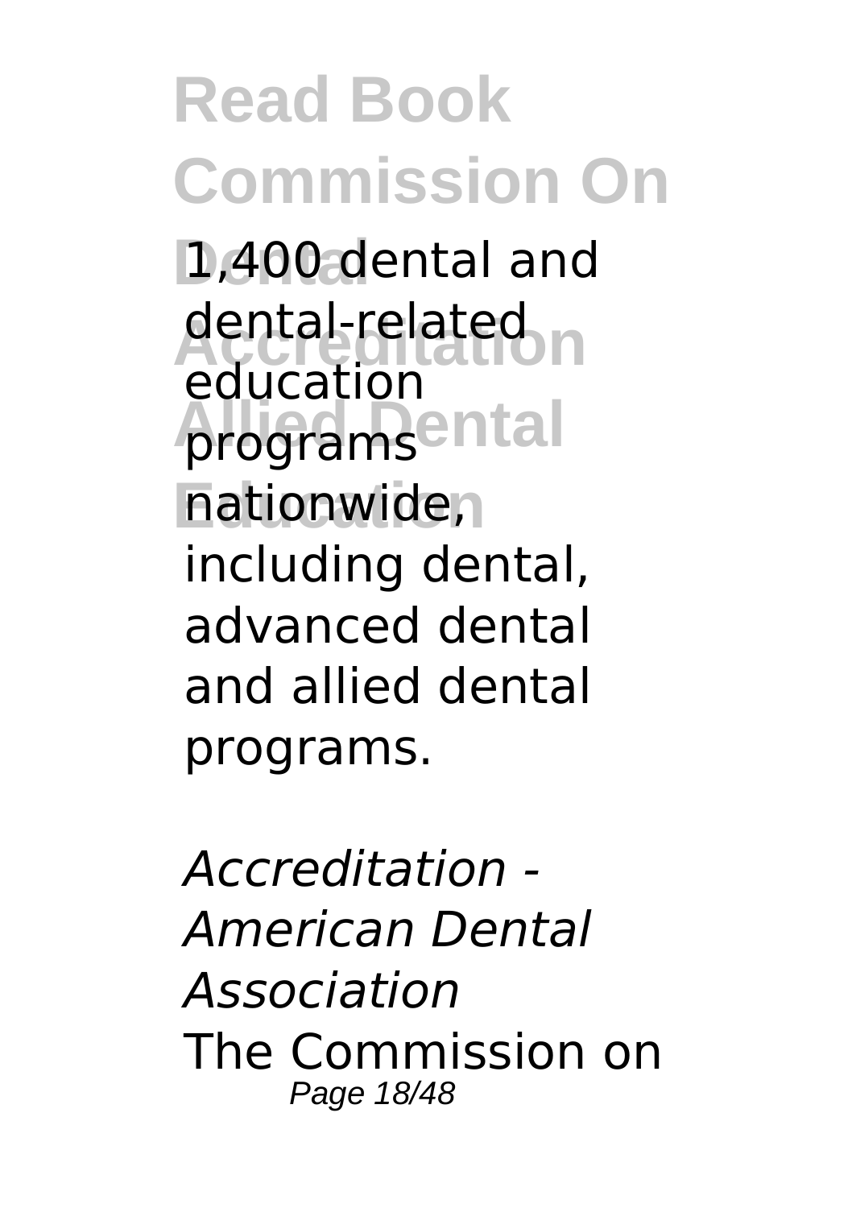1,400 dental and dental-related education programs nationwide, including dental, advanced dental and allied dental programs.

*Accreditation - American Dental Association*

The Commission on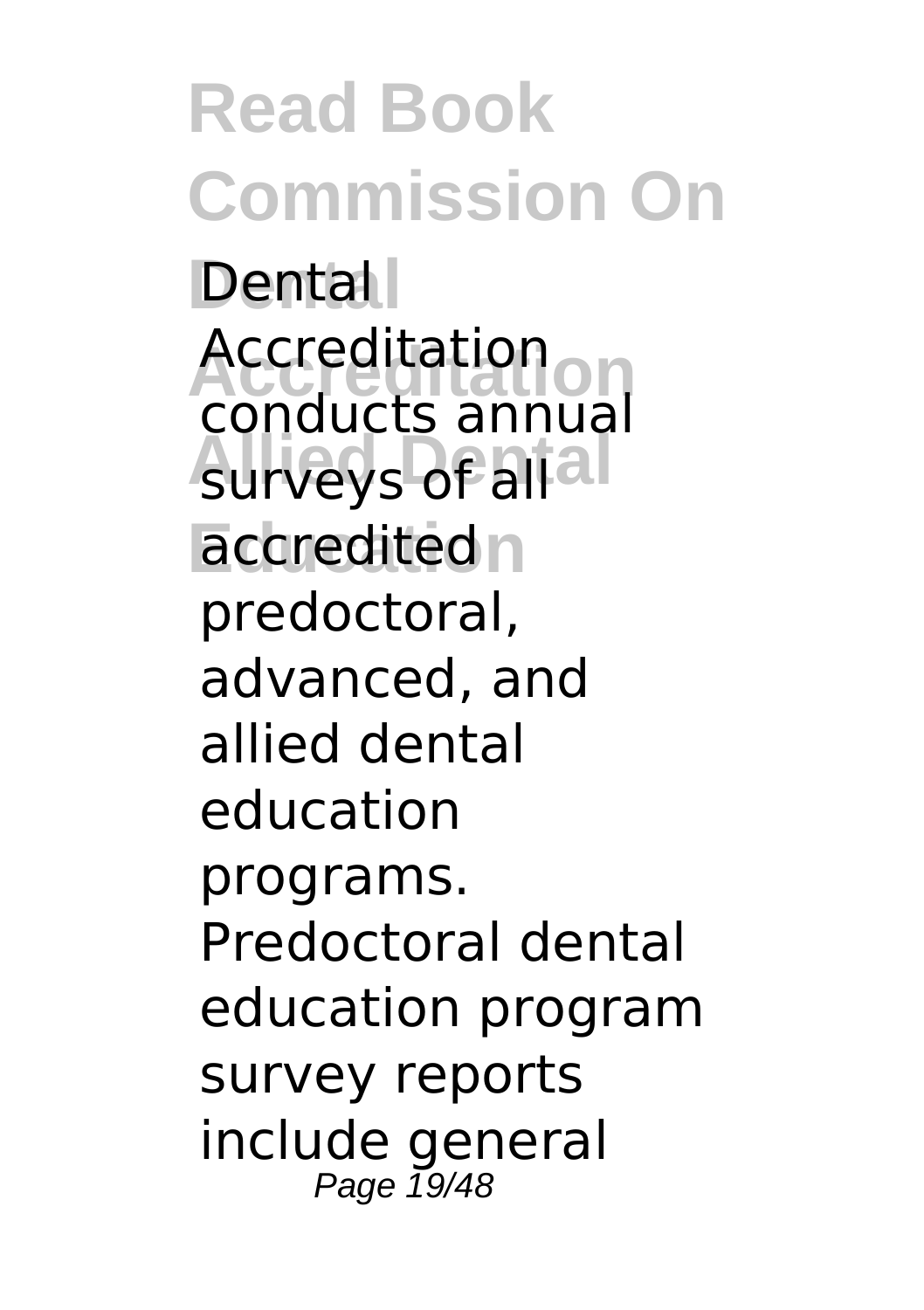Dental Accreditation conducts annual surveys of all accredited predoctoral, advanced, and allied dental education programs. Predoctoral dental education program survey reports include general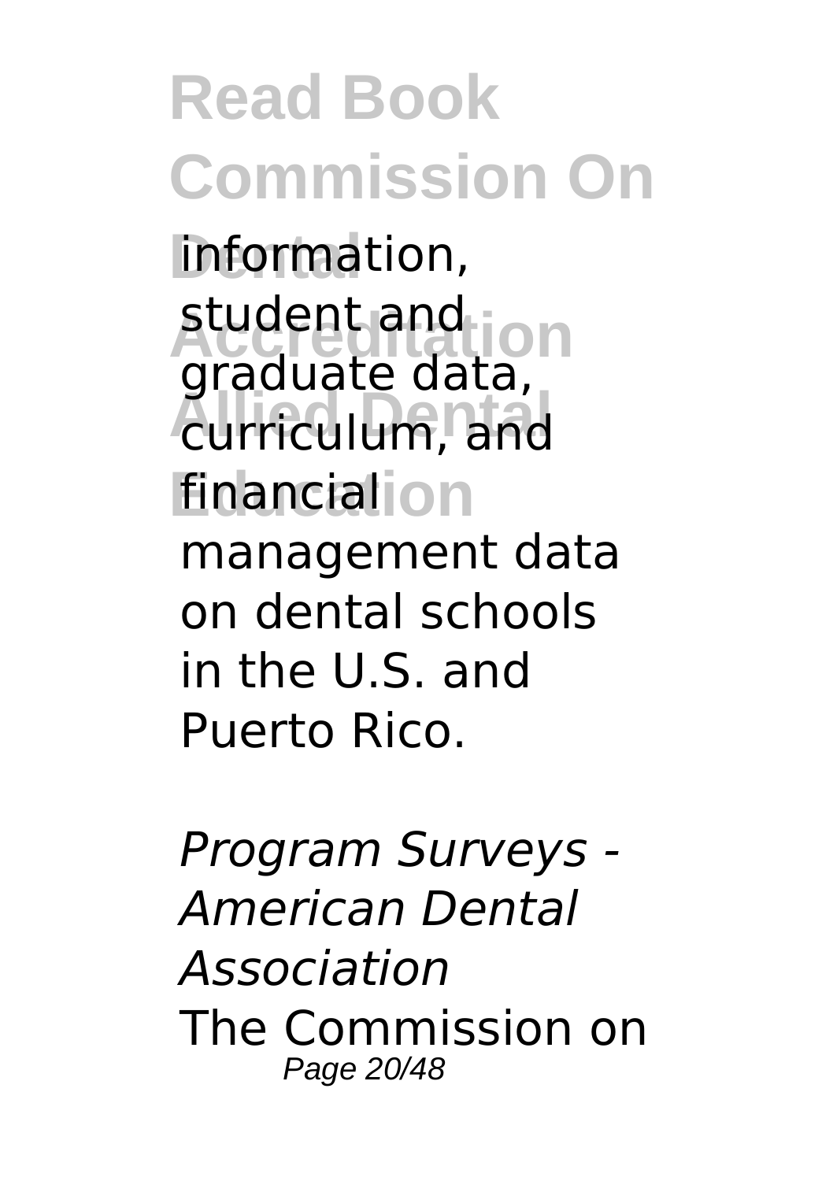information, student and graduate data, curriculum, and financial management data on dental schools in the U.S. and Puerto Rico.

*Program Surveys - American Dental Association*

The Commission on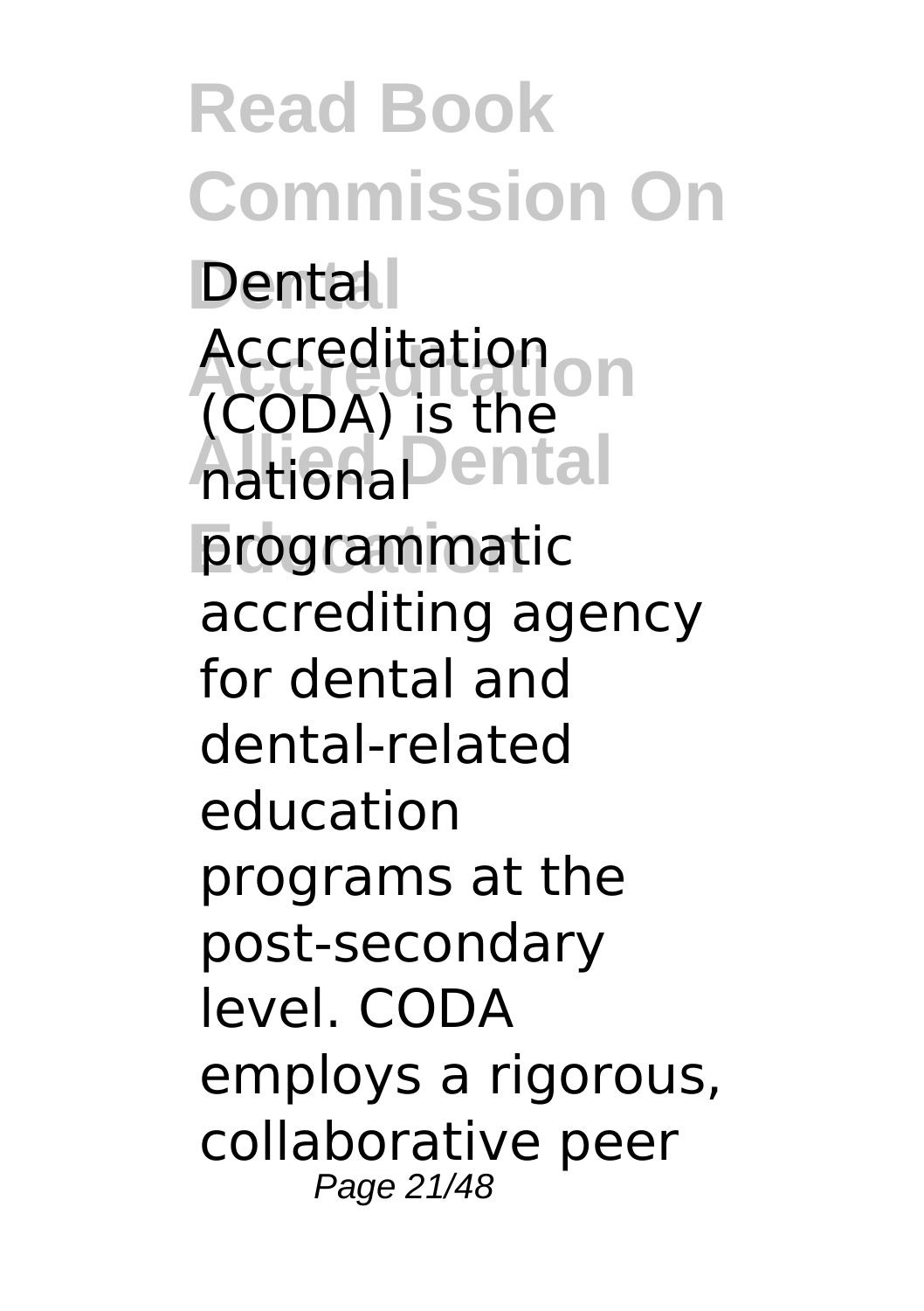Commission On Dental Accreditation (CODA) is the national programmatic accrediting agency for dental and dental-related education programs at the post-secondary level. CODA employs a rigorous, collaborative peer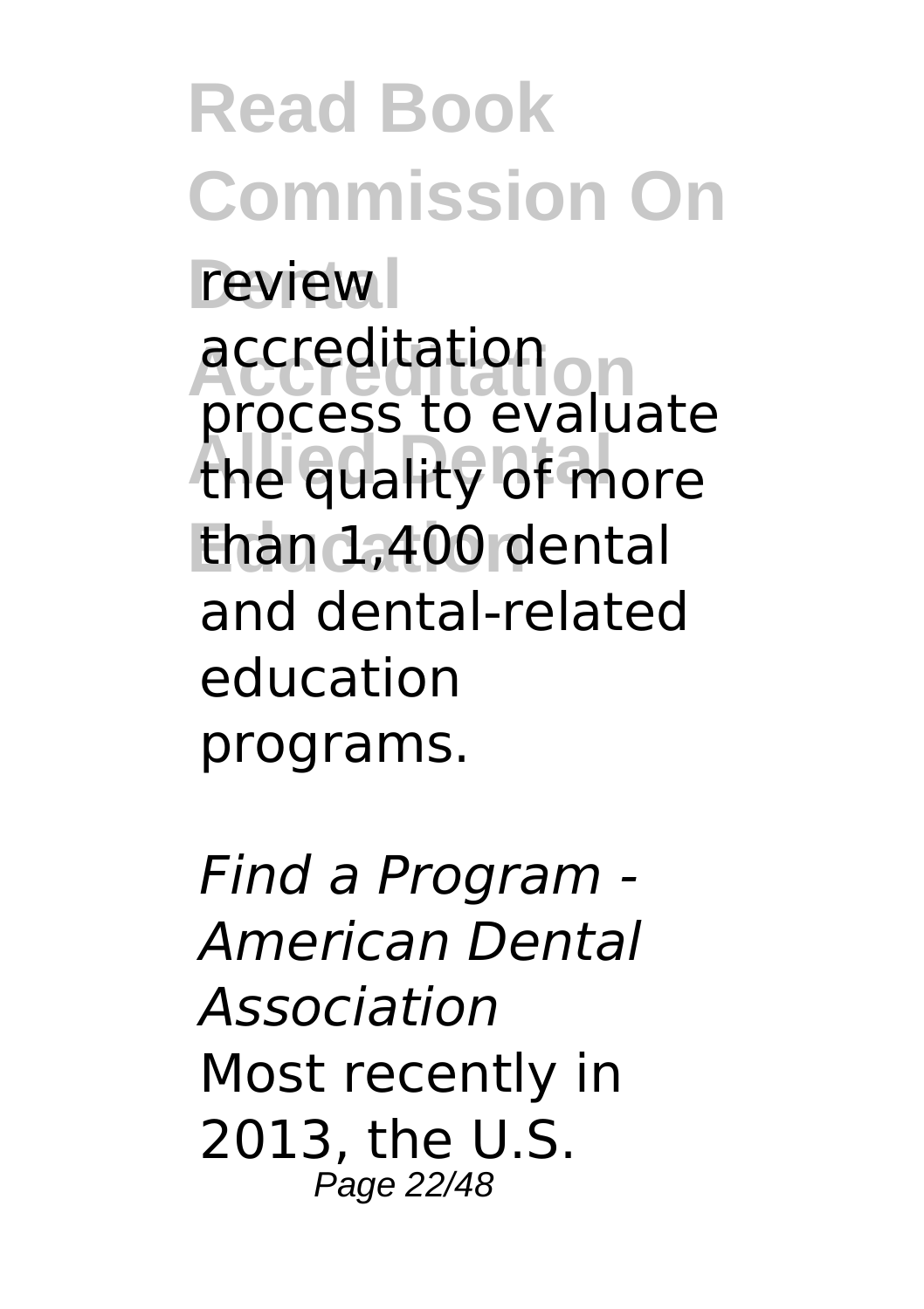review accreditation process to evaluate the quality of more than 1,400 dental and dental-related education programs.

*Find a Program - American Dental Association*

Most recently in 2013, the U.S.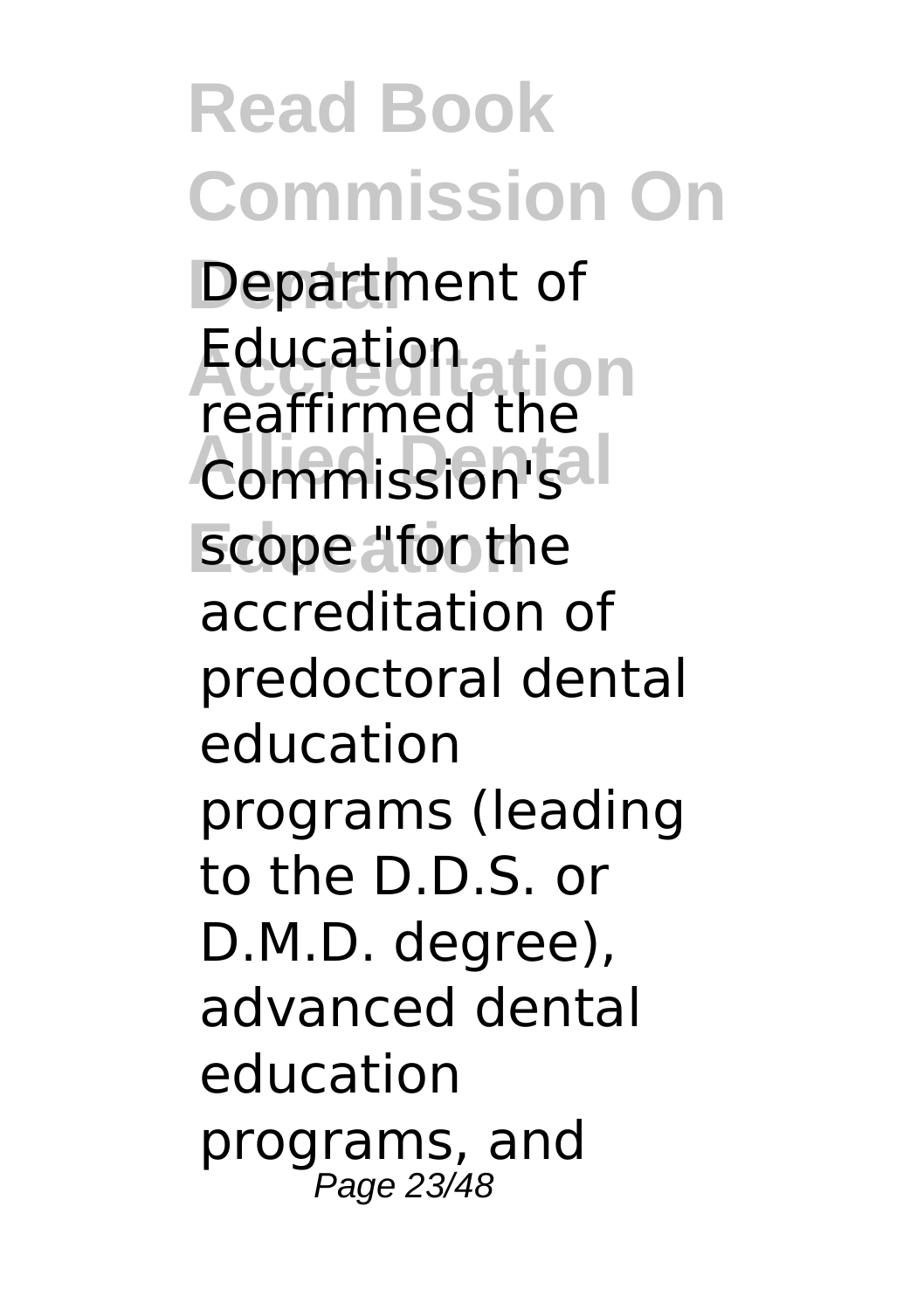Department of Education reaffirmed the Commission's scope "for the accreditation of predoctoral dental education programs (leading to the D.D.S. or D.M.D. degree), advanced dental education programs, and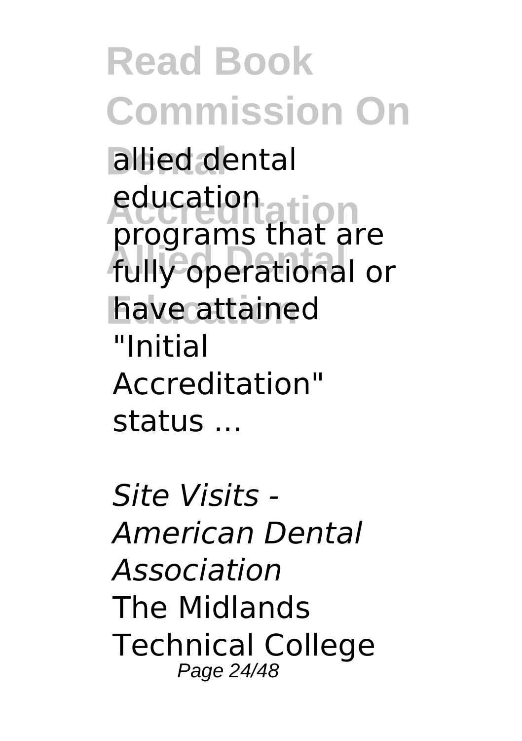allied dental education programs that are fully operational or have attained "Initial Accreditation" status ...

*Site Visits - American Dental Association*
The Midlands Technical College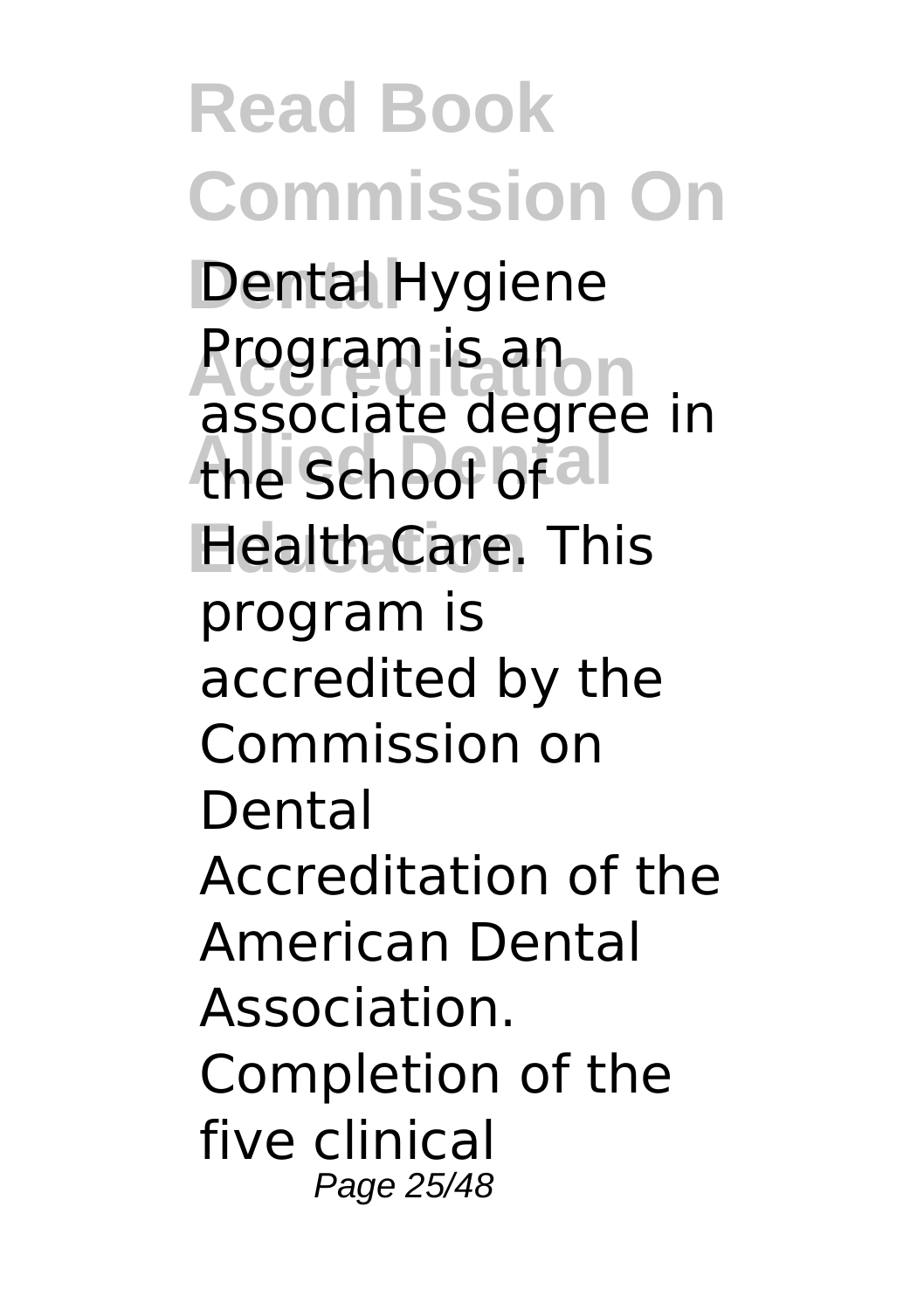Dental Hygiene Program is an associate degree in the School of Health Care. This program is accredited by the Commission on Dental Accreditation of the American Dental Association. Completion of the five clinical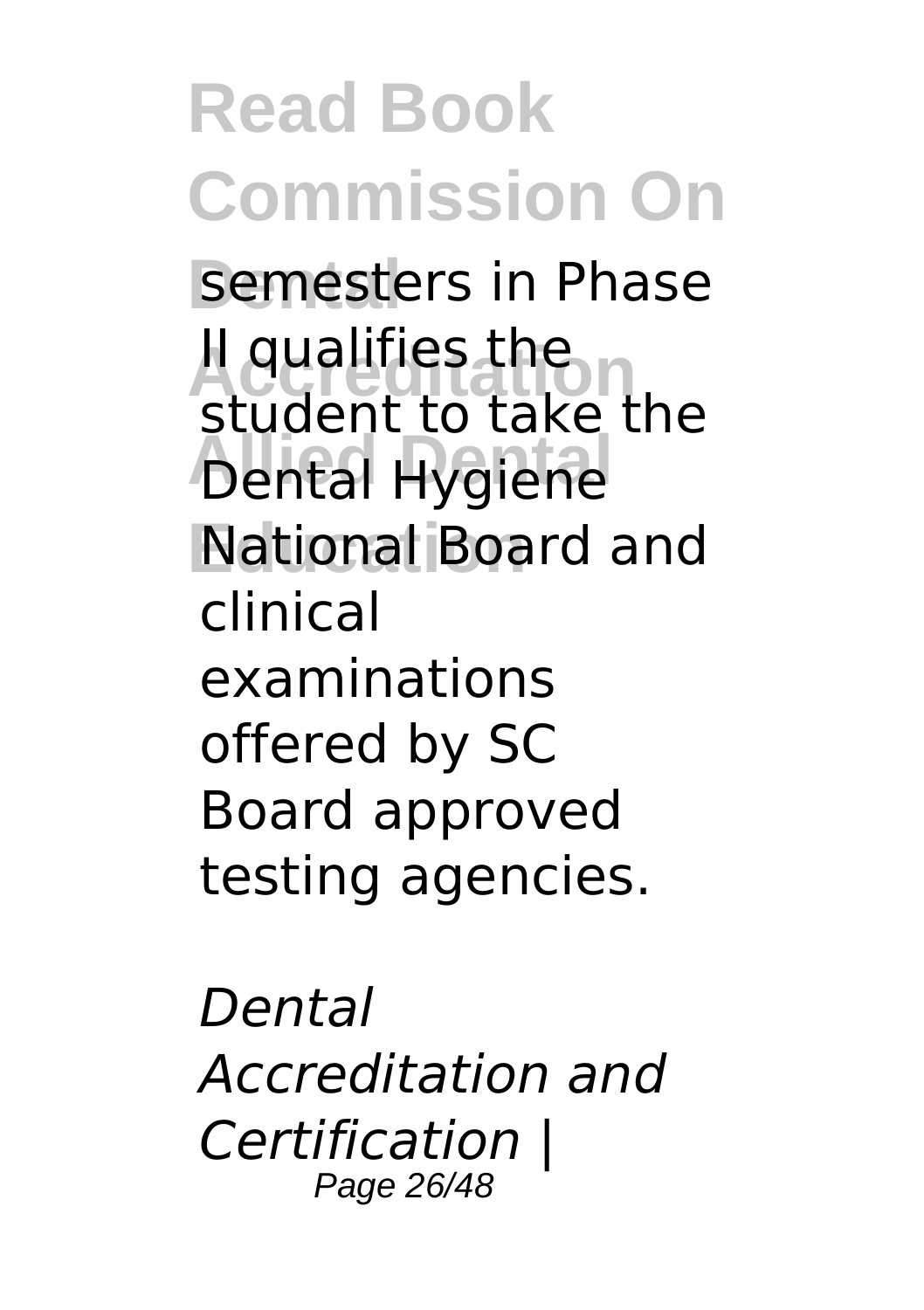semesters in Phase II qualifies the student to take the Dental Hygiene National Board and clinical examinations offered by SC Board approved testing agencies.

*Dental Accreditation and Certification |*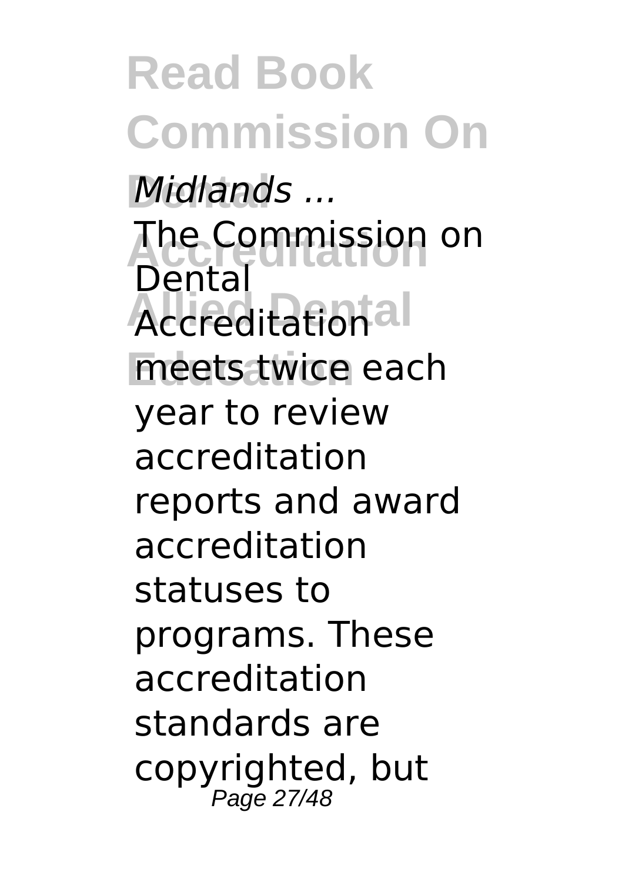*Midlands ...*

The Commission on Dental Accreditation meets twice each year to review accreditation reports and award accreditation statuses to programs. These accreditation standards are copyrighted, but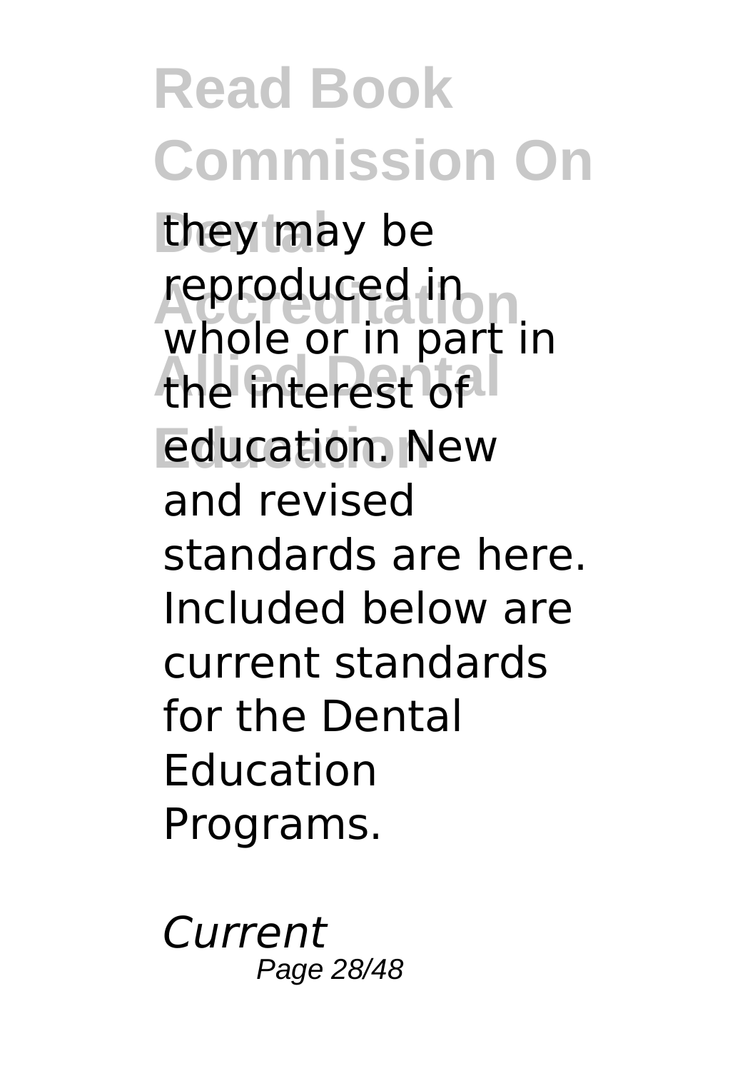they may be reproduced in whole or in part in the interest of education. New and revised standards are here. Included below are current standards for the Dental Education Programs.

*Current*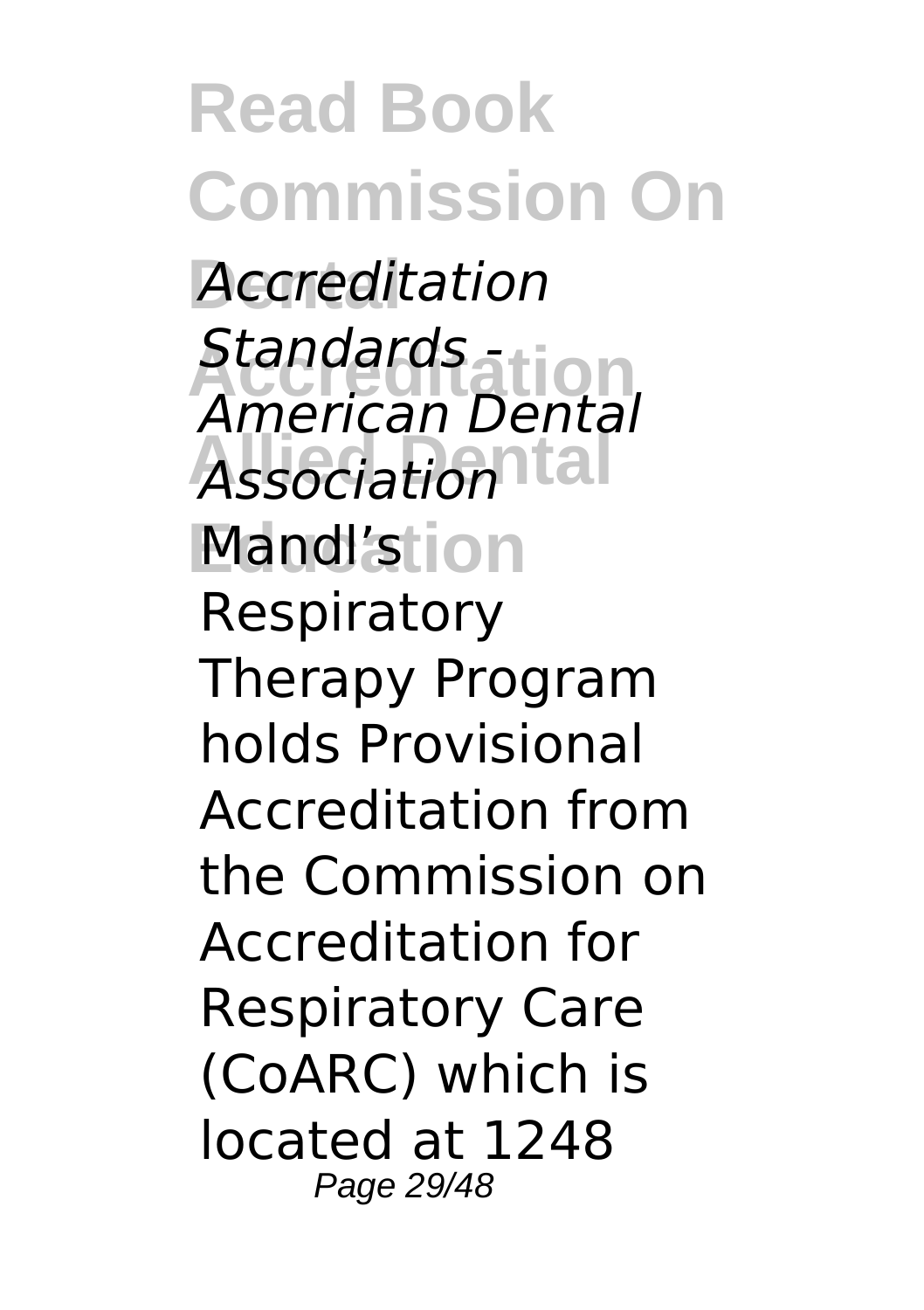*Accreditation Standards - American Dental Association*

Mandl's Respiratory Therapy Program holds Provisional Accreditation from the Commission on Accreditation for Respiratory Care (CoARC) which is located at 1248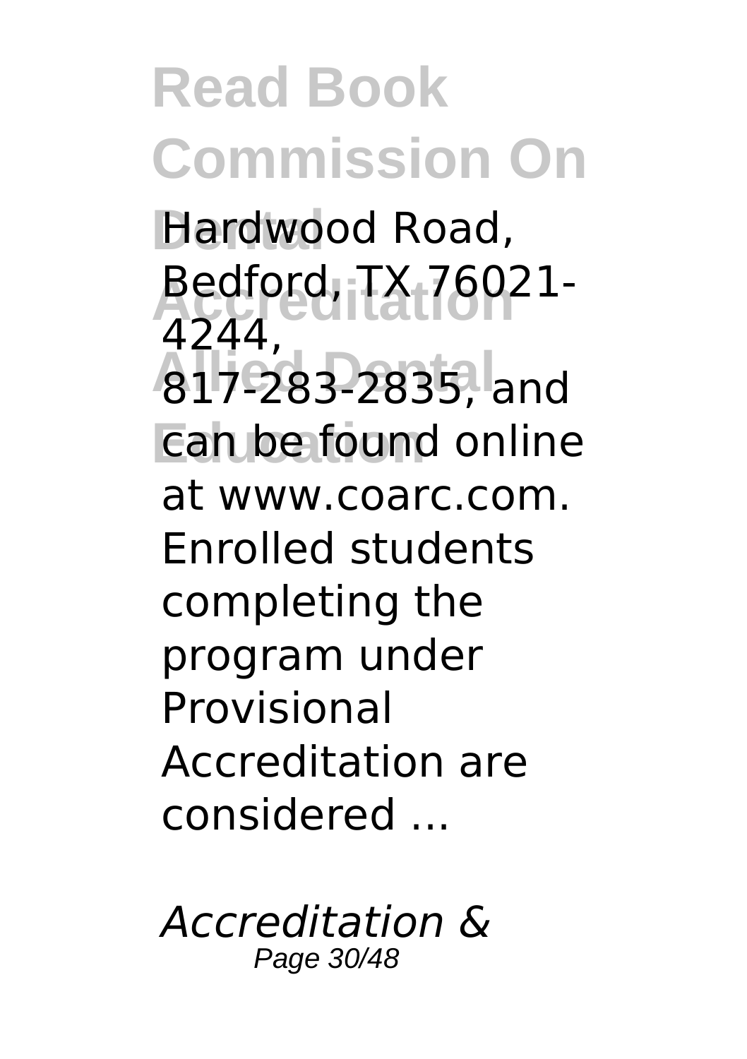Hardwood Road, Bedford, TX 76021-4244, 817-283-2835, and can be found online at www.coarc.com. Enrolled students completing the program under Provisional Accreditation are considered ...

*Accreditation &*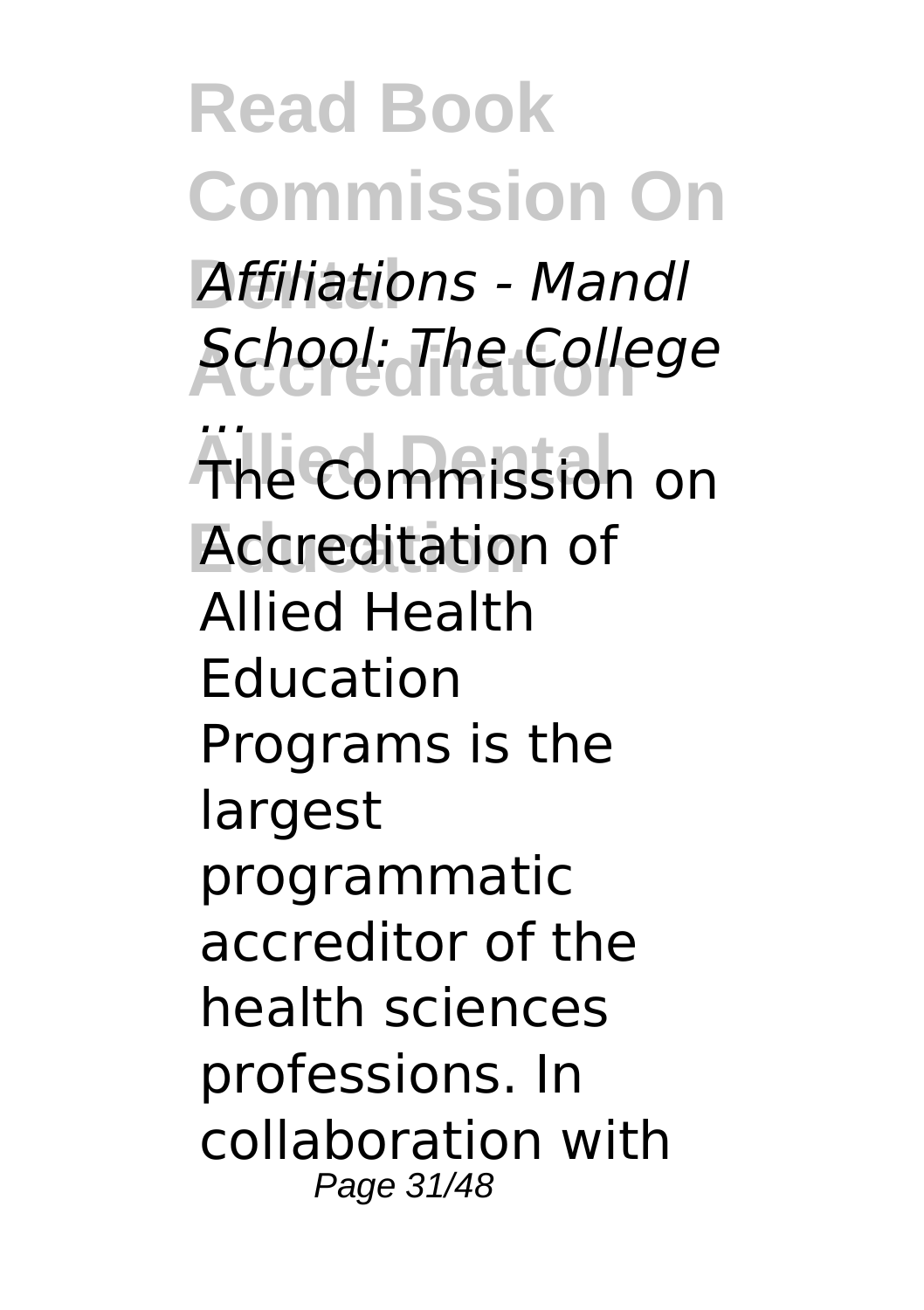*Affiliations - Mandl School: The College ...*

The Commission on Accreditation of Allied Health Education Programs is the largest programmatic accreditor of the health sciences professions. In collaboration with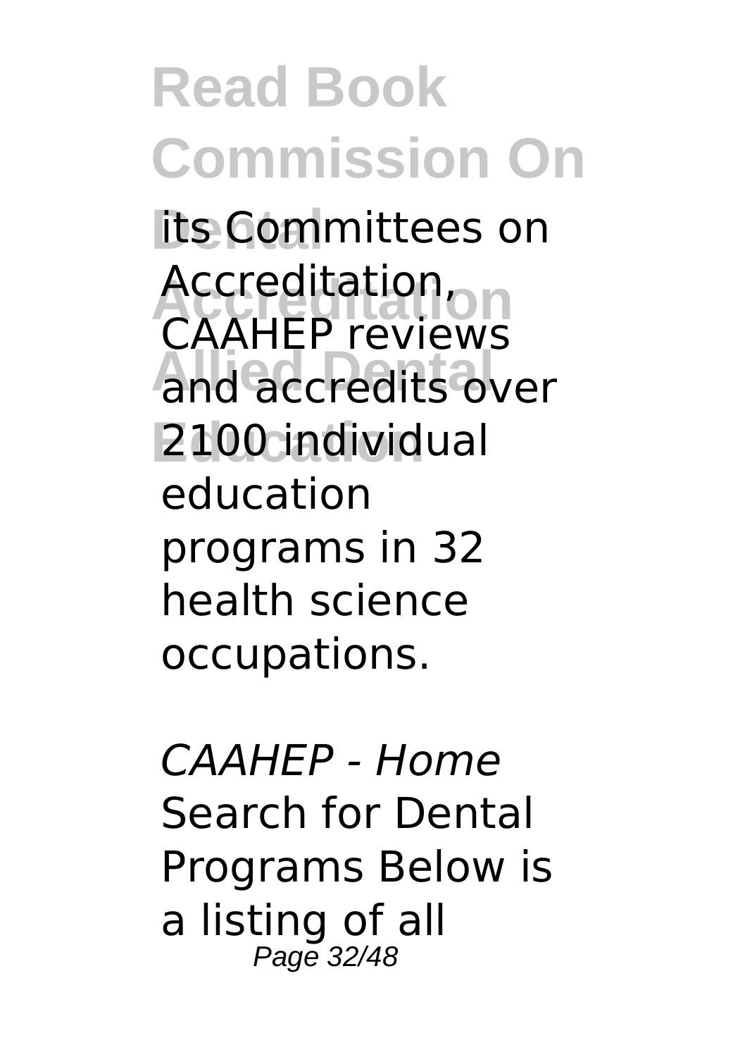its Committees on Accreditation, CAAHEP reviews and accredits over 2100 individual education programs in 32 health science occupations.

*CAAHEP - Home*

Search for Dental Programs Below is a listing of all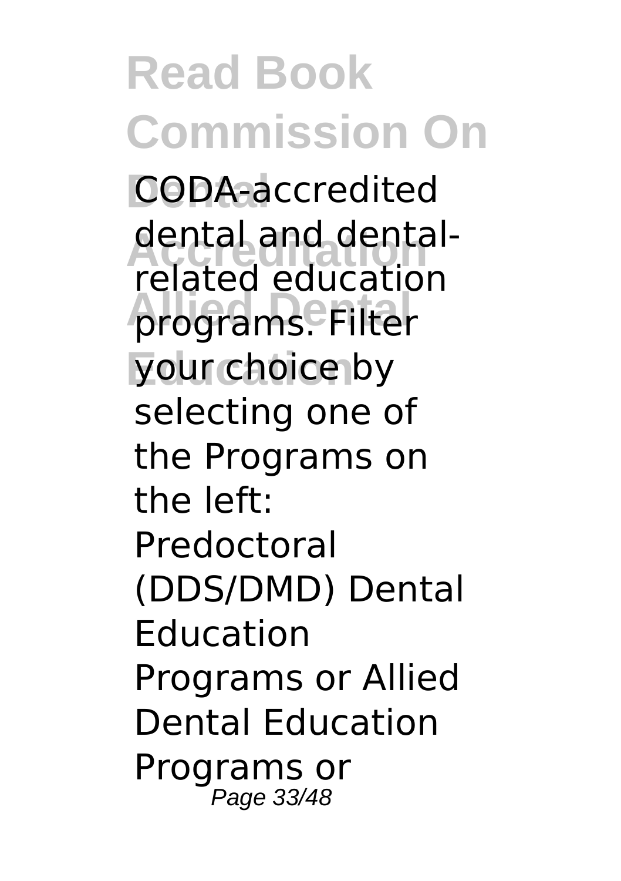CODA-accredited dental and dental-related education programs. Filter your choice by selecting one of the Programs on the left: Predoctoral (DDS/DMD) Dental Education Programs or Allied Dental Education Programs or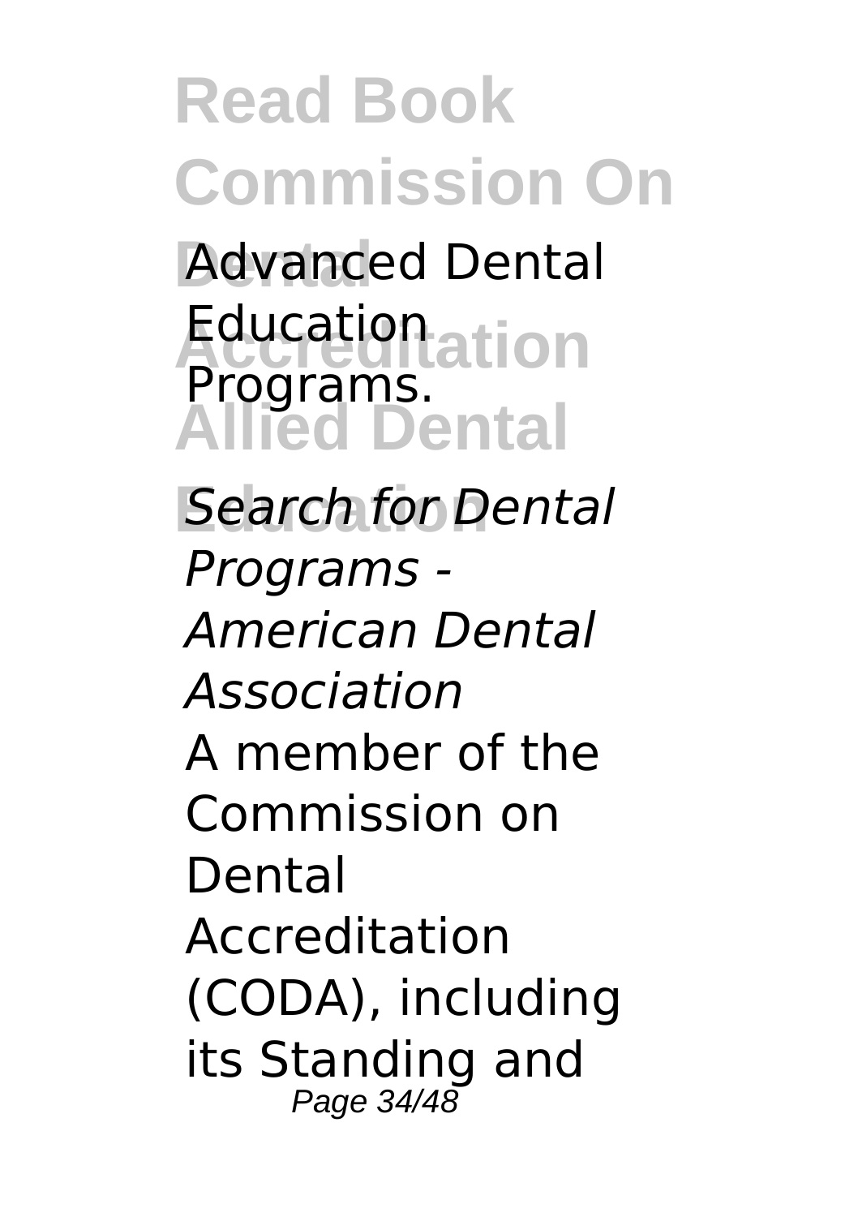Advanced Dental Education Programs.

*Search for Dental Programs - American Dental Association*

A member of the Commission on Dental Accreditation (CODA), including its Standing and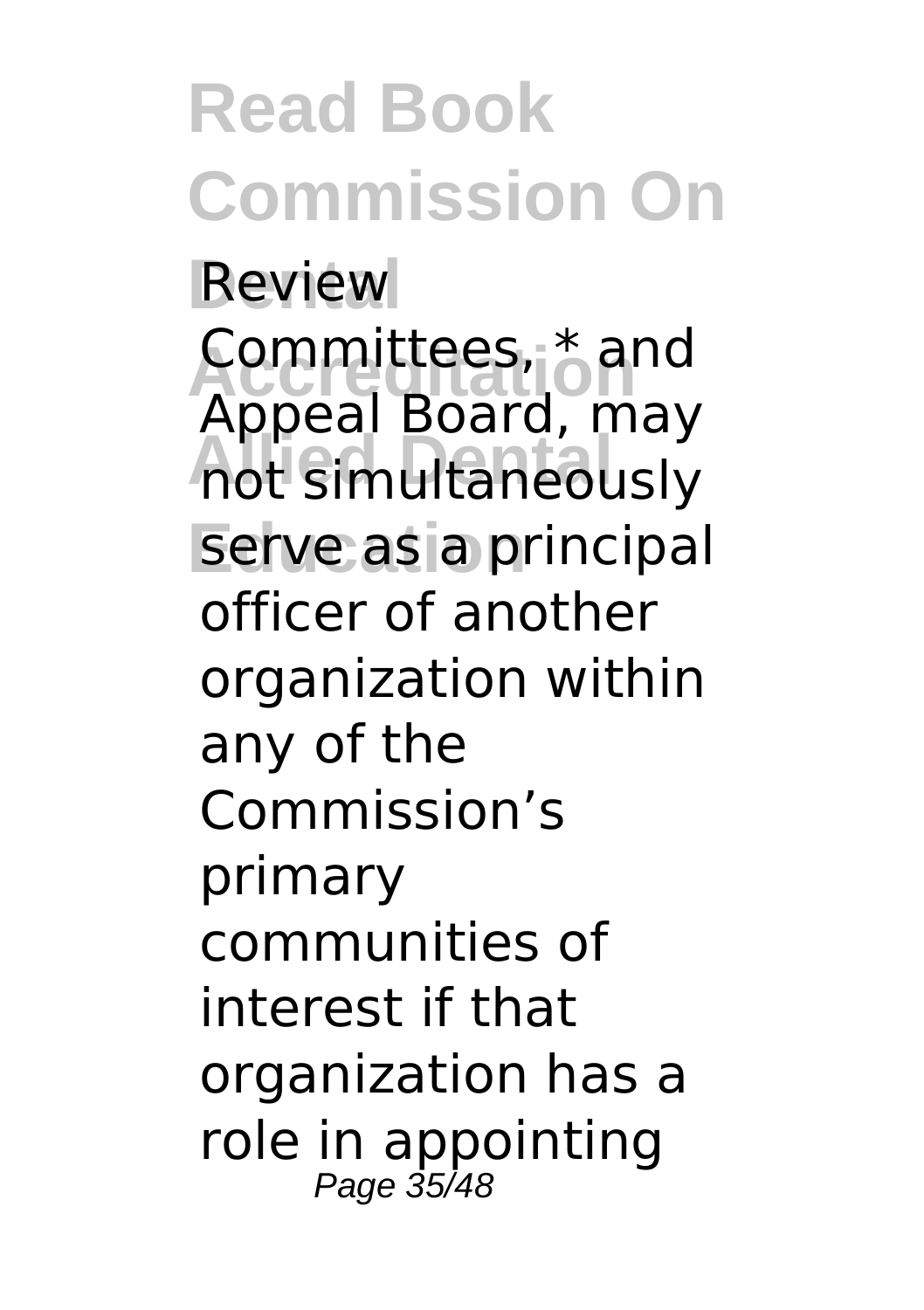Review Committees, * and Appeal Board, may not simultaneously serve as a principal officer of another organization within any of the Commission's primary communities of interest if that organization has a role in appointing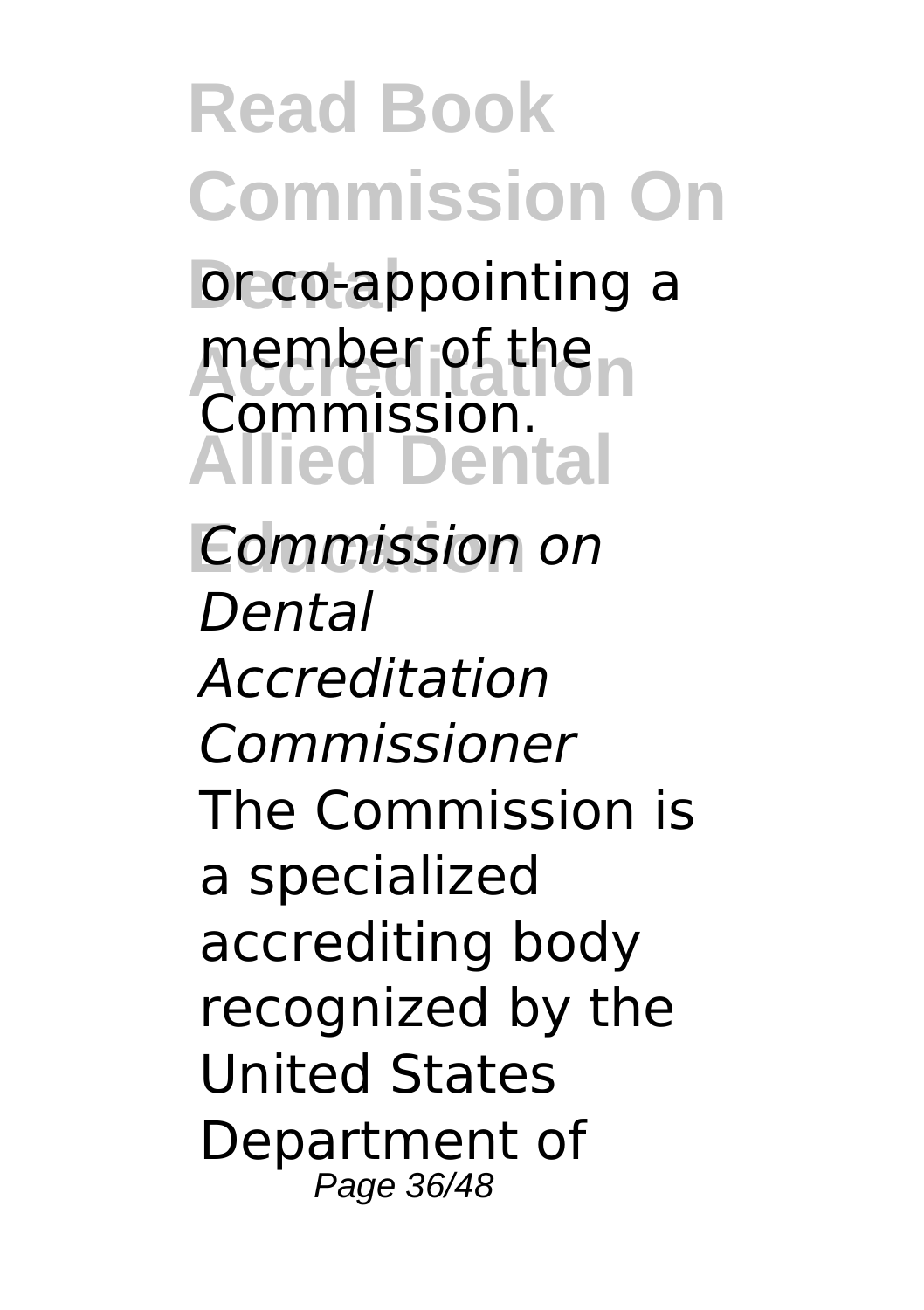or co-appointing a member of the Commission.

*Commission on Dental Accreditation Commissioner*

The Commission is a specialized accrediting body recognized by the United States Department of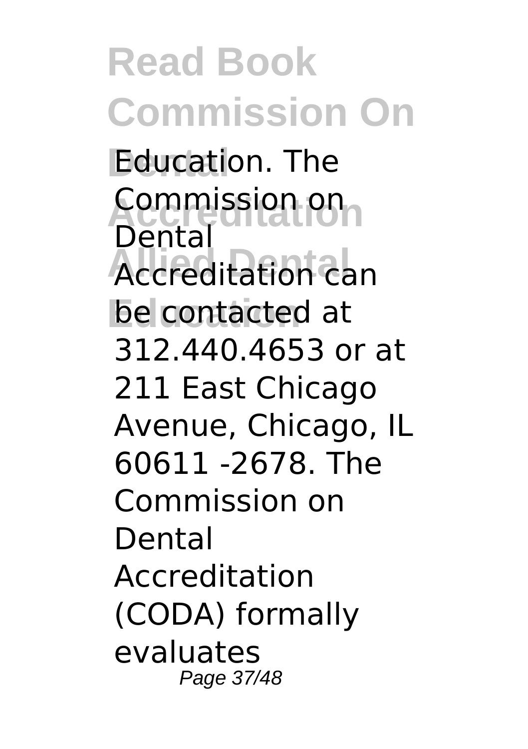Education. The Commission on Dental Accreditation can be contacted at 312.440.4653 or at 211 East Chicago Avenue, Chicago, IL 60611 -2678. The Commission on Dental Accreditation (CODA) formally evaluates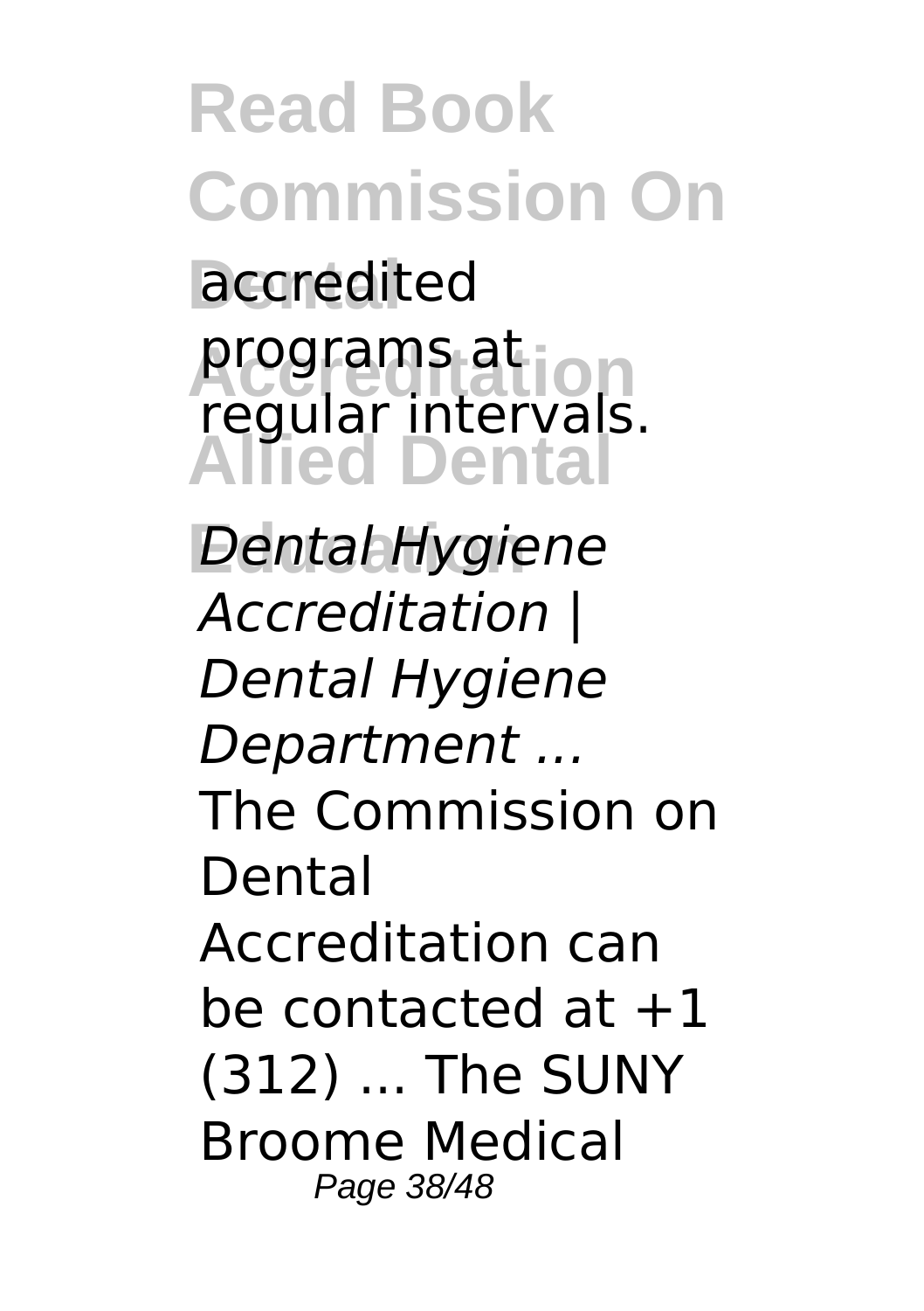accredited programs at regular intervals.

*Dental Hygiene Accreditation | Dental Hygiene Department ...*

The Commission on Dental Accreditation can be contacted at +1 (312) ... The SUNY Broome Medical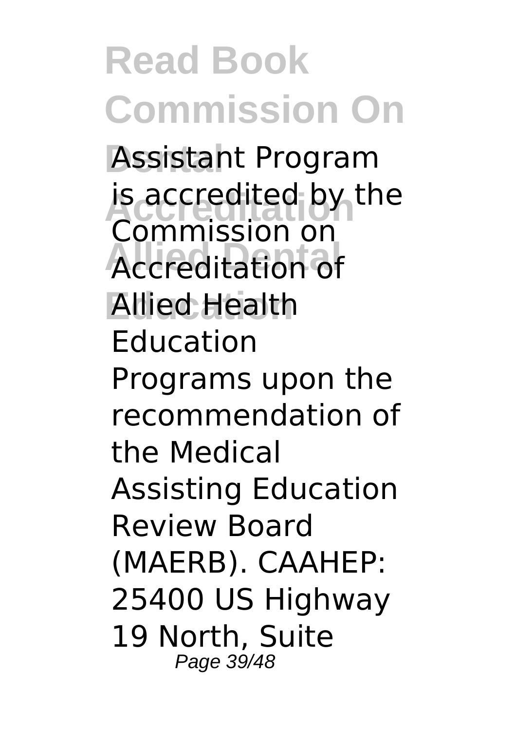Assistant Program is accredited by the Commission on Accreditation of Allied Health Education Programs upon the recommendation of the Medical Assisting Education Review Board (MAERB). CAAHEP: 25400 US Highway 19 North, Suite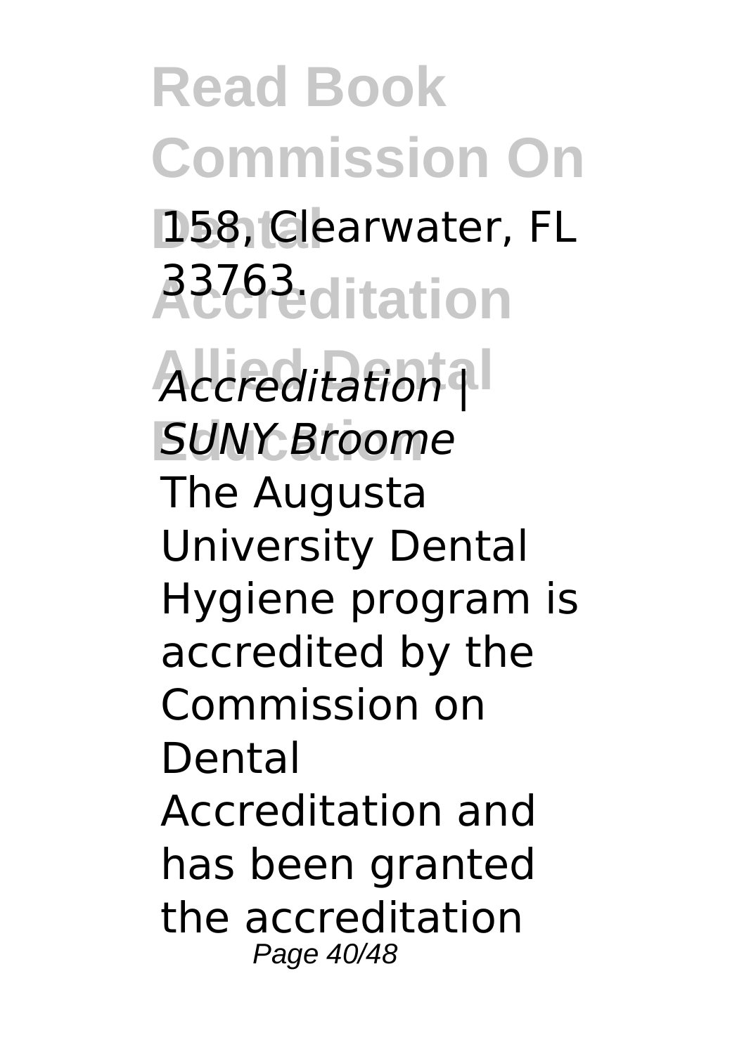158, Clearwater, FL 33763.

*Accreditation | SUNY Broome*

The Augusta University Dental Hygiene program is accredited by the Commission on Dental Accreditation and has been granted the accreditation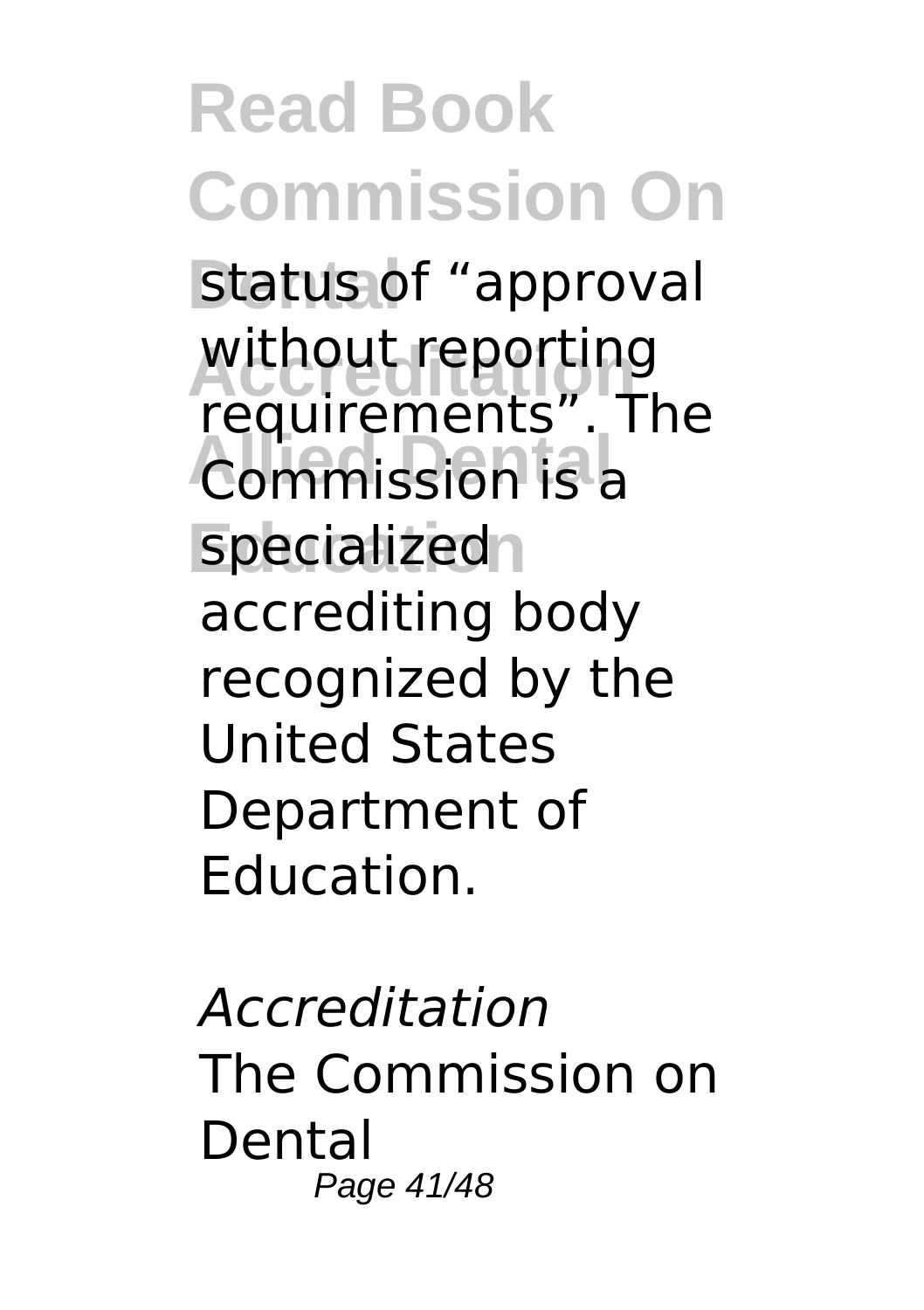status of “approval without reporting requirements”. The Commission is a specialized accrediting body recognized by the United States Department of Education.

*Accreditation*

The Commission on Dental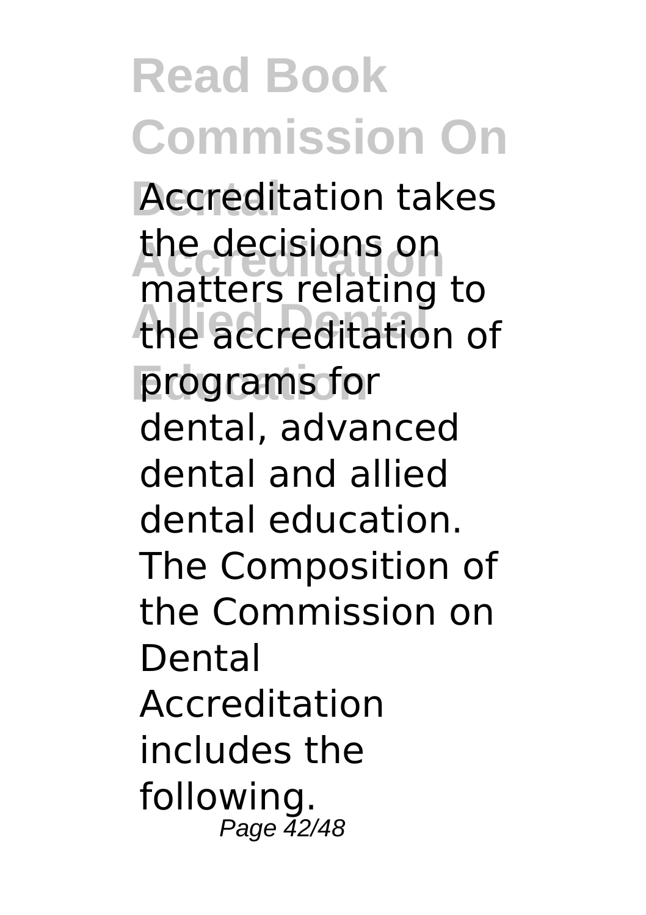Accreditation takes the decisions on matters relating to the accreditation of programs for dental, advanced dental and allied dental education. The Composition of the Commission on Dental Accreditation includes the following.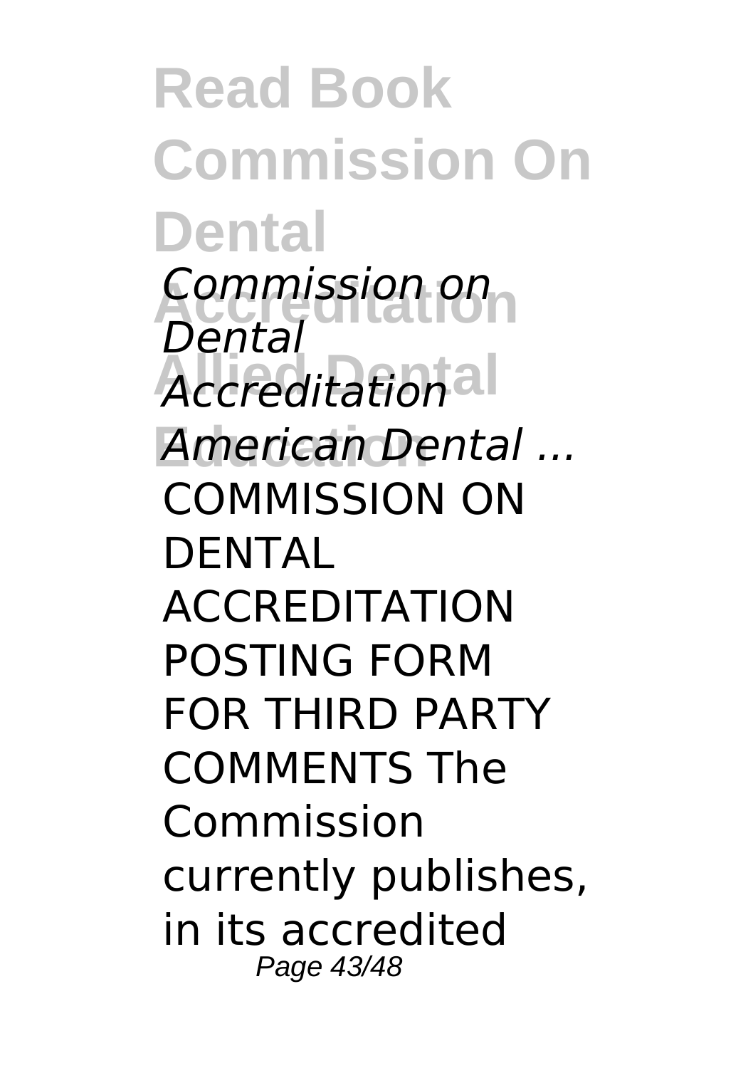*Commission on Dental Accreditation American Dental ...*

COMMISSION ON DENTAL ACCREDITATION POSTING FORM FOR THIRD PARTY COMMENTS The Commission currently publishes, in its accredited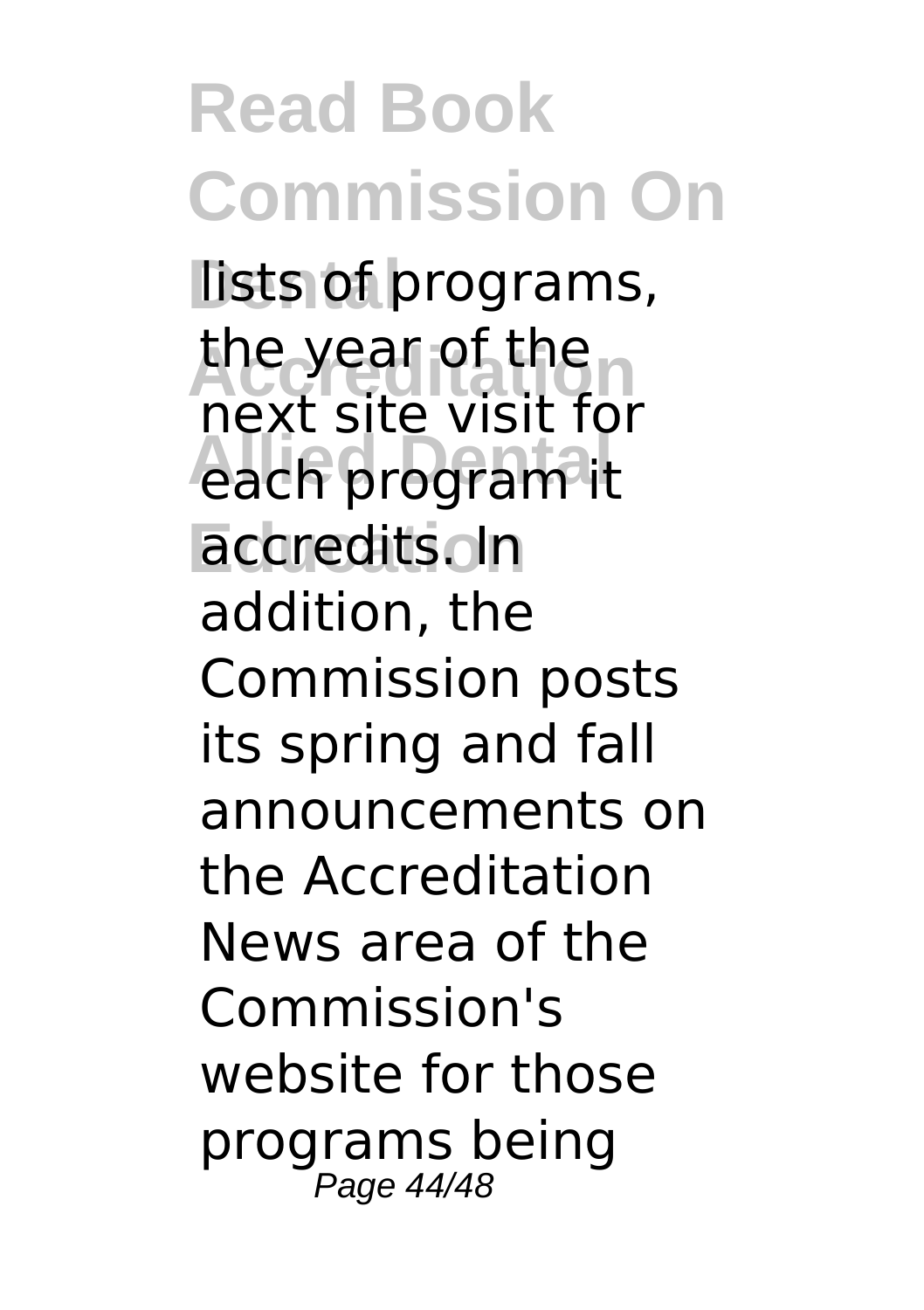lists of programs, the year of the next site visit for each program it accredits. In addition, the Commission posts its spring and fall announcements on the Accreditation News area of the Commission's website for those programs being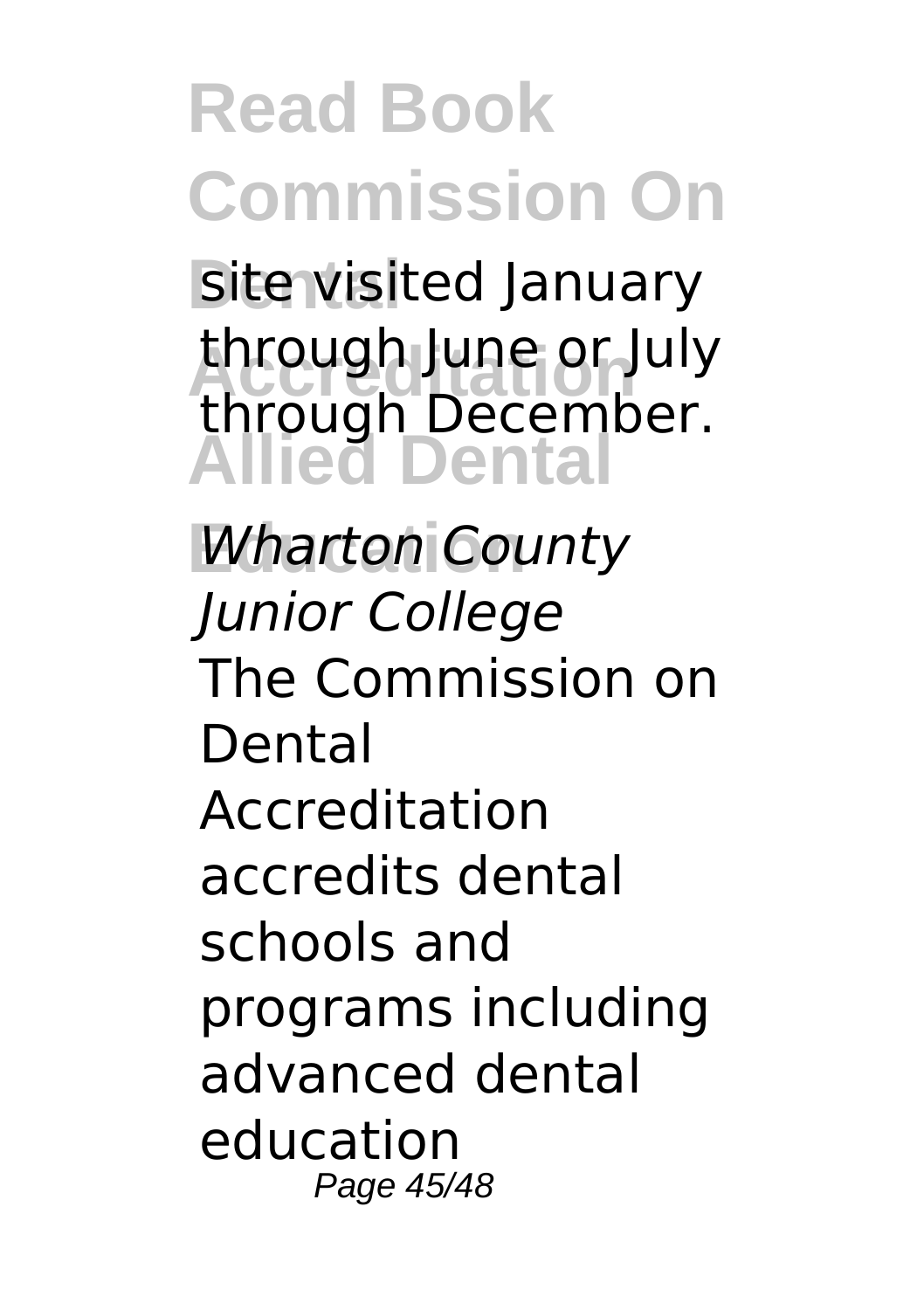site visited January through June or July through December.

*Wharton County Junior College*

The Commission on Dental Accreditation accredits dental schools and programs including advanced dental education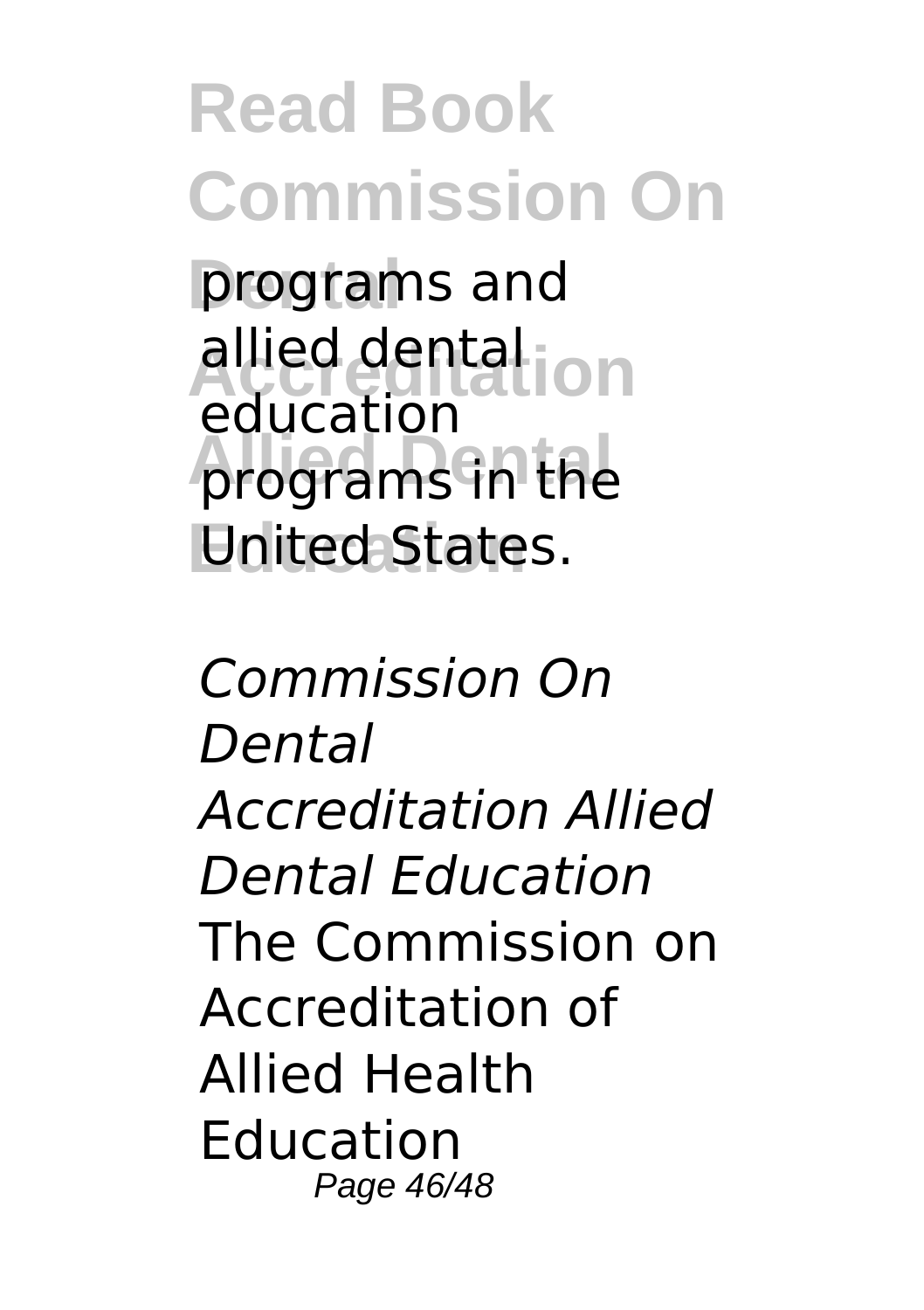programs and allied dental education programs in the United States.

*Commission On Dental Accreditation Allied Dental Education*

The Commission on Accreditation of Allied Health Education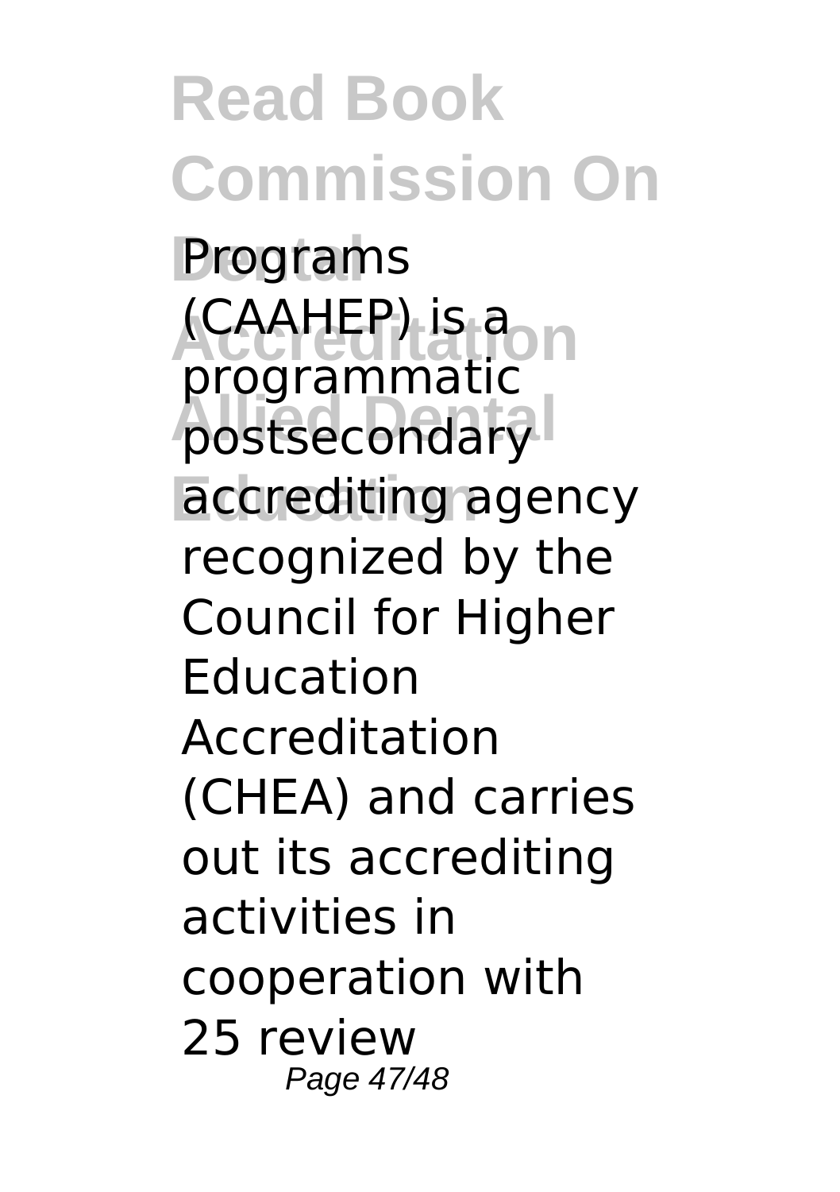Programs (CAAHEP) is a programmatic postsecondary accrediting agency recognized by the Council for Higher Education Accreditation (CHEA) and carries out its accrediting activities in cooperation with 25 review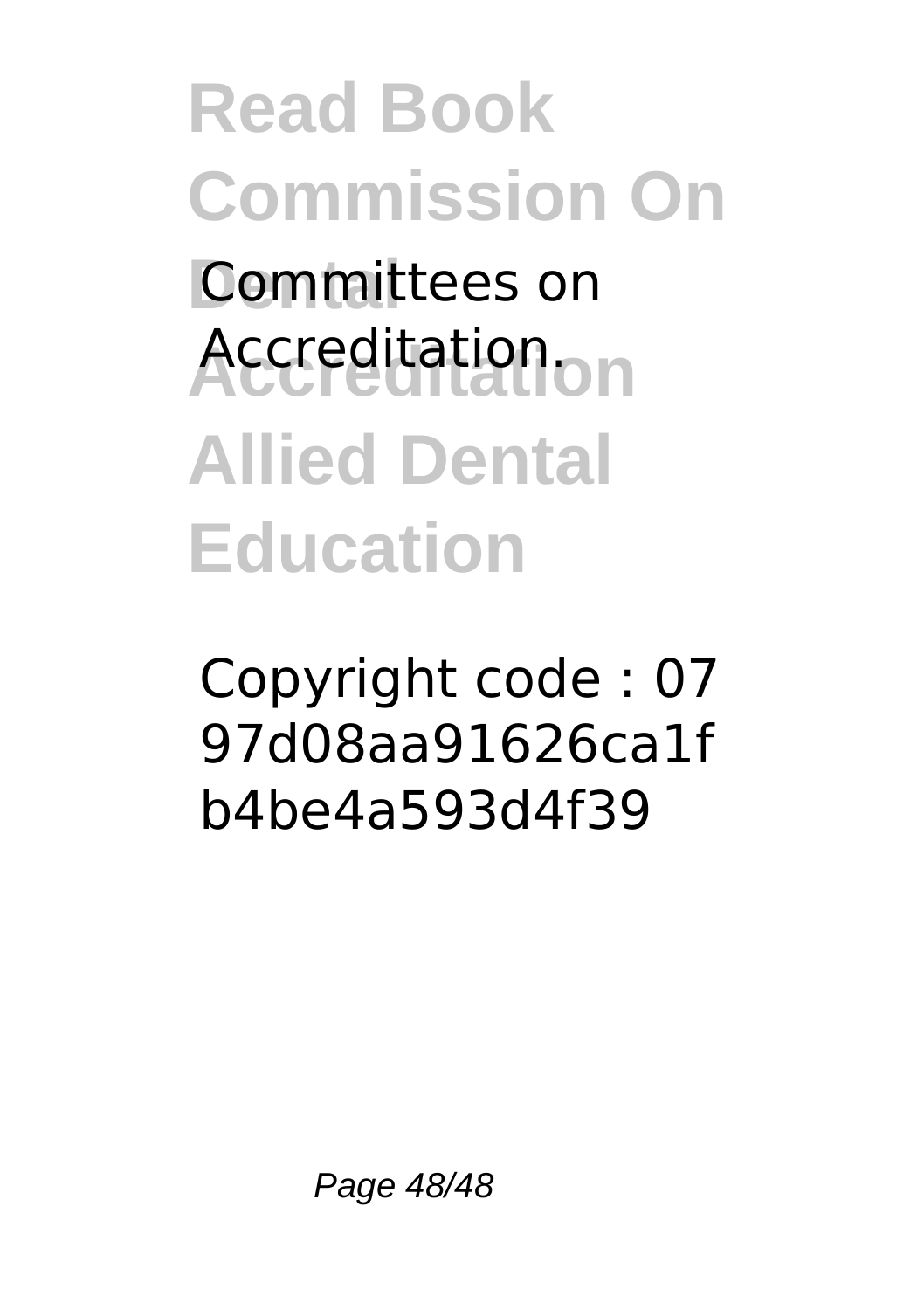Committees on Accreditation.

Copyright code : 0797d08aa91626ca1fb4be4a593d4f39